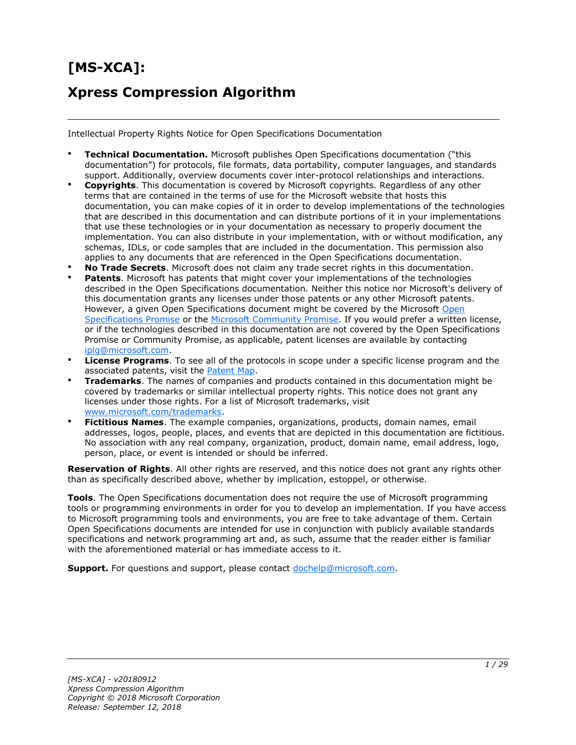# [MS-XCA]:

# Xpress Compression Algorithm

---

Intellectual Property Rights Notice for Open Specifications Documentation

- **Technical Documentation.** Microsoft publishes Open Specifications documentation ("this documentation") for protocols, file formats, data portability, computer languages, and standards support. Additionally, overview documents cover inter-protocol relationships and interactions.
- **Copyrights**. This documentation is covered by Microsoft copyrights. Regardless of any other terms that are contained in the terms of use for the Microsoft website that hosts this documentation, you can make copies of it in order to develop implementations of the technologies that are described in this documentation and can distribute portions of it in your implementations that use these technologies or in your documentation as necessary to properly document the implementation. You can also distribute in your implementation, with or without modification, any schemas, IDLs, or code samples that are included in the documentation. This permission also applies to any documents that are referenced in the Open Specifications documentation.
- **No Trade Secrets**. Microsoft does not claim any trade secret rights in this documentation.
- **Patents**. Microsoft has patents that might cover your implementations of the technologies described in the Open Specifications documentation. Neither this notice nor Microsoft's delivery of this documentation grants any licenses under those patents or any other Microsoft patents. However, a given Open Specifications document might be covered by the Microsoft Open Specifications Promise or the Microsoft Community Promise. If you would prefer a written license, or if the technologies described in this documentation are not covered by the Open Specifications Promise or Community Promise, as applicable, patent licenses are available by contacting iplg@microsoft.com.
- **License Programs**. To see all of the protocols in scope under a specific license program and the associated patents, visit the Patent Map.
- **Trademarks**. The names of companies and products contained in this documentation might be covered by trademarks or similar intellectual property rights. This notice does not grant any licenses under those rights. For a list of Microsoft trademarks, visit www.microsoft.com/trademarks.
- **Fictitious Names**. The example companies, organizations, products, domain names, email addresses, logos, people, places, and events that are depicted in this documentation are fictitious. No association with any real company, organization, product, domain name, email address, logo, person, place, or event is intended or should be inferred.

**Reservation of Rights**. All other rights are reserved, and this notice does not grant any rights other than as specifically described above, whether by implication, estoppel, or otherwise.

**Tools**. The Open Specifications documentation does not require the use of Microsoft programming tools or programming environments in order for you to develop an implementation. If you have access to Microsoft programming tools and environments, you are free to take advantage of them. Certain Open Specifications documents are intended for use in conjunction with publicly available standards specifications and network programming art and, as such, assume that the reader either is familiar with the aforementioned material or has immediate access to it.

**Support.** For questions and support, please contact dochelp@microsoft.com.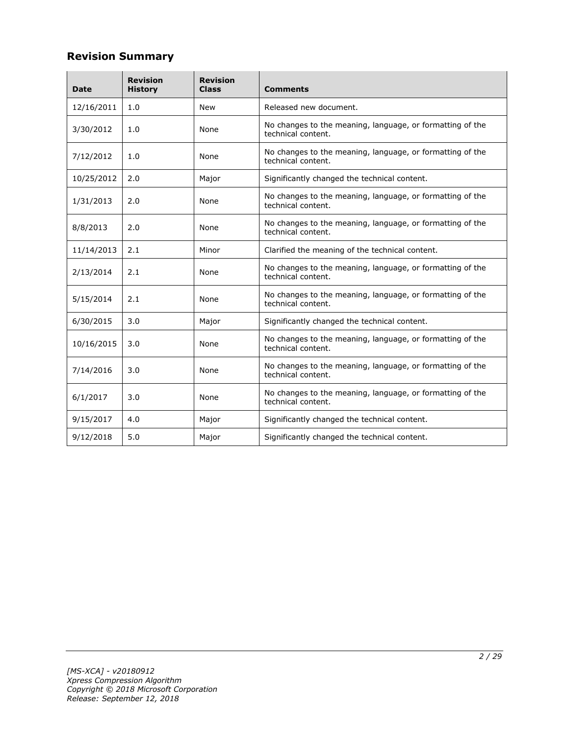## Revision Summary

| Date | Revision History | Revision Class | Comments |
| --- | --- | --- | --- |
| 12/16/2011 | 1.0 | New | Released new document. |
| 3/30/2012 | 1.0 | None | No changes to the meaning, language, or formatting of the technical content. |
| 7/12/2012 | 1.0 | None | No changes to the meaning, language, or formatting of the technical content. |
| 10/25/2012 | 2.0 | Major | Significantly changed the technical content. |
| 1/31/2013 | 2.0 | None | No changes to the meaning, language, or formatting of the technical content. |
| 8/8/2013 | 2.0 | None | No changes to the meaning, language, or formatting of the technical content. |
| 11/14/2013 | 2.1 | Minor | Clarified the meaning of the technical content. |
| 2/13/2014 | 2.1 | None | No changes to the meaning, language, or formatting of the technical content. |
| 5/15/2014 | 2.1 | None | No changes to the meaning, language, or formatting of the technical content. |
| 6/30/2015 | 3.0 | Major | Significantly changed the technical content. |
| 10/16/2015 | 3.0 | None | No changes to the meaning, language, or formatting of the technical content. |
| 7/14/2016 | 3.0 | None | No changes to the meaning, language, or formatting of the technical content. |
| 6/1/2017 | 3.0 | None | No changes to the meaning, language, or formatting of the technical content. |
| 9/15/2017 | 4.0 | Major | Significantly changed the technical content. |
| 9/12/2018 | 5.0 | Major | Significantly changed the technical content. |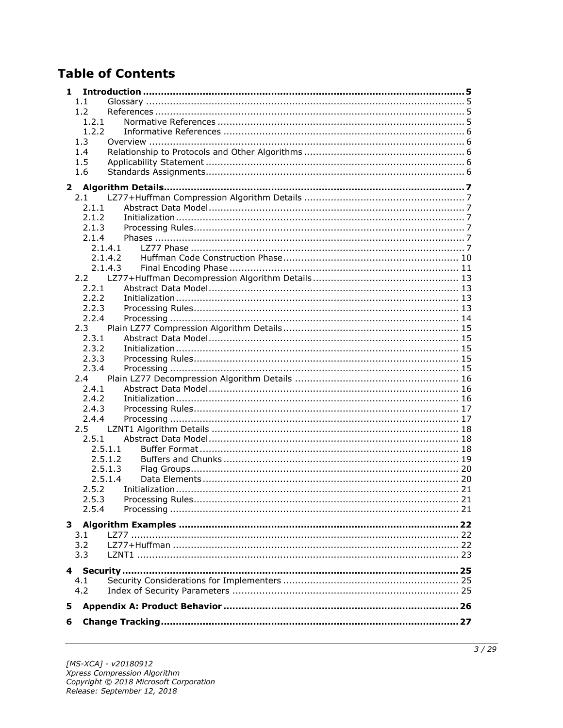# Table of Contents

**1 Introduction ... 5**
- 1.1 Glossary ... 5
- 1.2 References ... 5
  - 1.2.1 Normative References ... 5
  - 1.2.2 Informative References ... 6
- 1.3 Overview ... 6
- 1.4 Relationship to Protocols and Other Algorithms ... 6
- 1.5 Applicability Statement ... 6
- 1.6 Standards Assignments ... 6

**2 Algorithm Details ... 7**
- 2.1 LZ77+Huffman Compression Algorithm Details ... 7
  - 2.1.1 Abstract Data Model ... 7
  - 2.1.2 Initialization ... 7
  - 2.1.3 Processing Rules ... 7
  - 2.1.4 Phases ... 7
    - 2.1.4.1 LZ77 Phase ... 7
    - 2.1.4.2 Huffman Code Construction Phase ... 10
    - 2.1.4.3 Final Encoding Phase ... 11
- 2.2 LZ77+Huffman Decompression Algorithm Details ... 13
  - 2.2.1 Abstract Data Model ... 13
  - 2.2.2 Initialization ... 13
  - 2.2.3 Processing Rules ... 13
  - 2.2.4 Processing ... 14
- 2.3 Plain LZ77 Compression Algorithm Details ... 15
  - 2.3.1 Abstract Data Model ... 15
  - 2.3.2 Initialization ... 15
  - 2.3.3 Processing Rules ... 15
  - 2.3.4 Processing ... 15
- 2.4 Plain LZ77 Decompression Algorithm Details ... 16
  - 2.4.1 Abstract Data Model ... 16
  - 2.4.2 Initialization ... 16
  - 2.4.3 Processing Rules ... 17
  - 2.4.4 Processing ... 17
- 2.5 LZNT1 Algorithm Details ... 18
  - 2.5.1 Abstract Data Model ... 18
    - 2.5.1.1 Buffer Format ... 18
    - 2.5.1.2 Buffers and Chunks ... 19
    - 2.5.1.3 Flag Groups ... 20
    - 2.5.1.4 Data Elements ... 20
  - 2.5.2 Initialization ... 21
  - 2.5.3 Processing Rules ... 21
  - 2.5.4 Processing ... 21

**3 Algorithm Examples ... 22**
- 3.1 LZ77 ... 22
- 3.2 LZ77+Huffman ... 22
- 3.3 LZNT1 ... 23

**4 Security ... 25**
- 4.1 Security Considerations for Implementers ... 25
- 4.2 Index of Security Parameters ... 25

**5 Appendix A: Product Behavior ... 26**

**6 Change Tracking ... 27**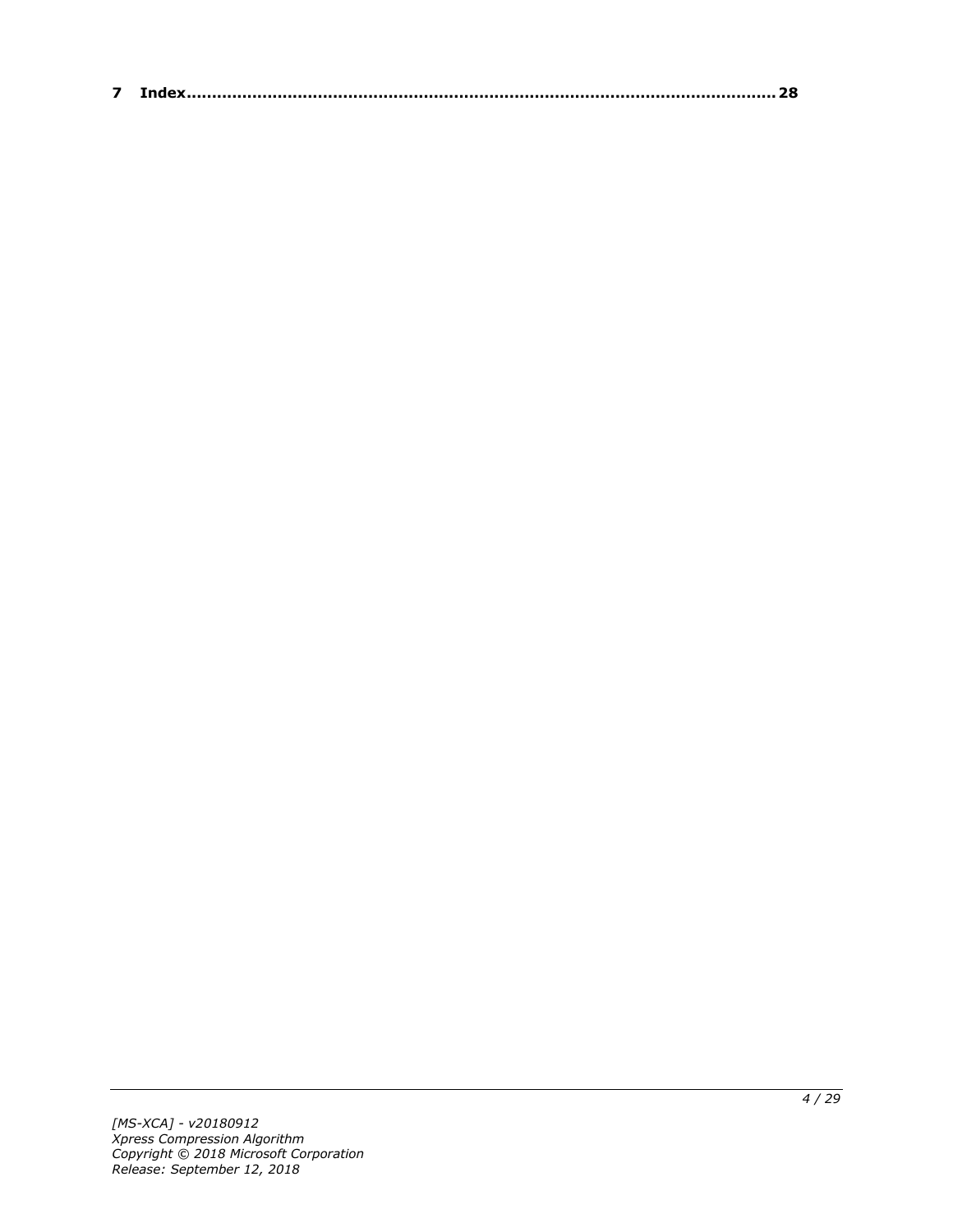**7 Index................................................................................................................28**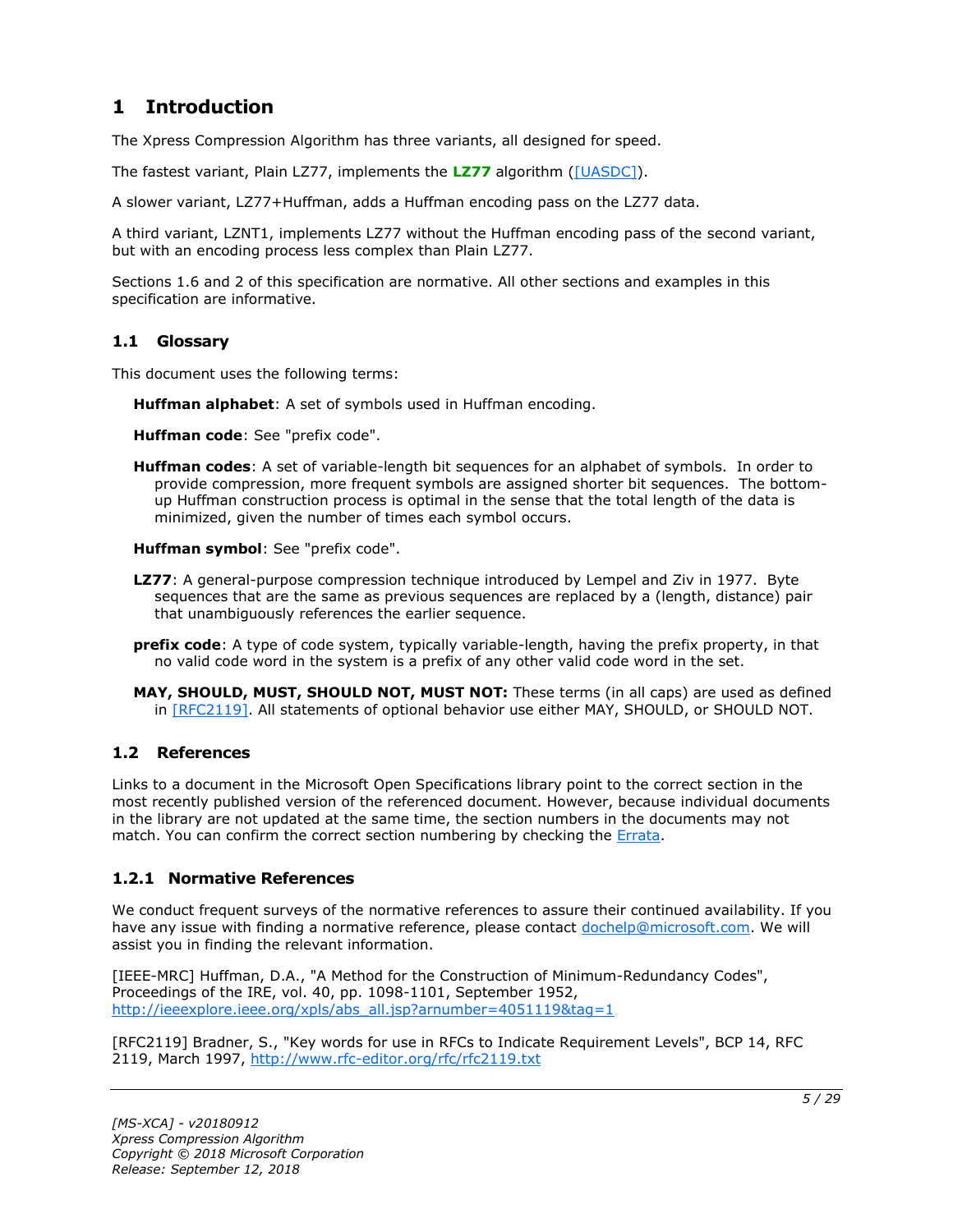# 1 Introduction

The Xpress Compression Algorithm has three variants, all designed for speed.

The fastest variant, Plain LZ77, implements the **LZ77** algorithm ([UASDC]).

A slower variant, LZ77+Huffman, adds a Huffman encoding pass on the LZ77 data.

A third variant, LZNT1, implements LZ77 without the Huffman encoding pass of the second variant, but with an encoding process less complex than Plain LZ77.

Sections 1.6 and 2 of this specification are normative. All other sections and examples in this specification are informative.

## 1.1 Glossary

This document uses the following terms:

**Huffman alphabet**: A set of symbols used in Huffman encoding.

**Huffman code**: See "prefix code".

**Huffman codes**: A set of variable-length bit sequences for an alphabet of symbols. In order to provide compression, more frequent symbols are assigned shorter bit sequences. The bottom-up Huffman construction process is optimal in the sense that the total length of the data is minimized, given the number of times each symbol occurs.

**Huffman symbol**: See "prefix code".

**LZ77**: A general-purpose compression technique introduced by Lempel and Ziv in 1977. Byte sequences that are the same as previous sequences are replaced by a (length, distance) pair that unambiguously references the earlier sequence.

**prefix code**: A type of code system, typically variable-length, having the prefix property, in that no valid code word in the system is a prefix of any other valid code word in the set.

**MAY, SHOULD, MUST, SHOULD NOT, MUST NOT:** These terms (in all caps) are used as defined in [RFC2119]. All statements of optional behavior use either MAY, SHOULD, or SHOULD NOT.

## 1.2 References

Links to a document in the Microsoft Open Specifications library point to the correct section in the most recently published version of the referenced document. However, because individual documents in the library are not updated at the same time, the section numbers in the documents may not match. You can confirm the correct section numbering by checking the Errata.

### 1.2.1 Normative References

We conduct frequent surveys of the normative references to assure their continued availability. If you have any issue with finding a normative reference, please contact dochelp@microsoft.com. We will assist you in finding the relevant information.

[IEEE-MRC] Huffman, D.A., "A Method for the Construction of Minimum-Redundancy Codes", Proceedings of the IRE, vol. 40, pp. 1098-1101, September 1952, http://ieeexplore.ieee.org/xpls/abs_all.jsp?arnumber=4051119&tag=1

[RFC2119] Bradner, S., "Key words for use in RFCs to Indicate Requirement Levels", BCP 14, RFC 2119, March 1997, http://www.rfc-editor.org/rfc/rfc2119.txt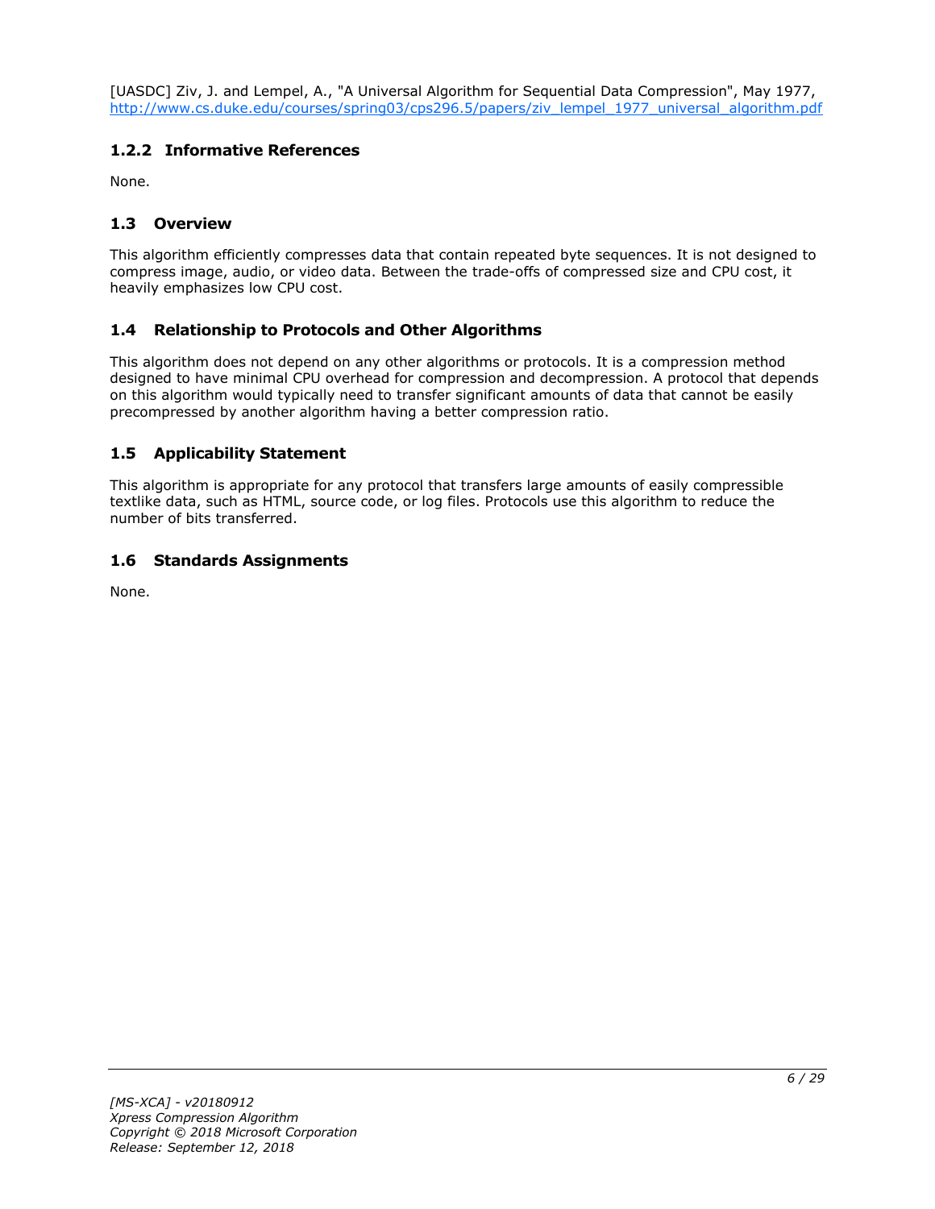[UASDC] Ziv, J. and Lempel, A., "A Universal Algorithm for Sequential Data Compression", May 1977, http://www.cs.duke.edu/courses/spring03/cps296.5/papers/ziv_lempel_1977_universal_algorithm.pdf

### 1.2.2 Informative References

None.

## 1.3 Overview

This algorithm efficiently compresses data that contain repeated byte sequences. It is not designed to compress image, audio, or video data. Between the trade-offs of compressed size and CPU cost, it heavily emphasizes low CPU cost.

## 1.4 Relationship to Protocols and Other Algorithms

This algorithm does not depend on any other algorithms or protocols. It is a compression method designed to have minimal CPU overhead for compression and decompression. A protocol that depends on this algorithm would typically need to transfer significant amounts of data that cannot be easily precompressed by another algorithm having a better compression ratio.

## 1.5 Applicability Statement

This algorithm is appropriate for any protocol that transfers large amounts of easily compressible textlike data, such as HTML, source code, or log files. Protocols use this algorithm to reduce the number of bits transferred.

## 1.6 Standards Assignments

None.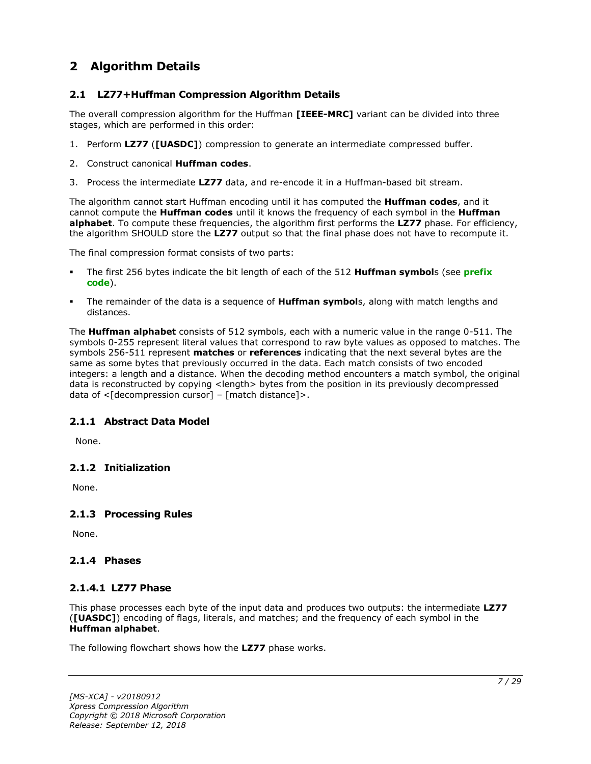# 2 Algorithm Details

## 2.1 LZ77+Huffman Compression Algorithm Details

The overall compression algorithm for the Huffman **[IEEE-MRC]** variant can be divided into three stages, which are performed in this order:

1. Perform **LZ77** (**[UASDC]**) compression to generate an intermediate compressed buffer.
2. Construct canonical **Huffman codes**.
3. Process the intermediate **LZ77** data, and re-encode it in a Huffman-based bit stream.

The algorithm cannot start Huffman encoding until it has computed the **Huffman codes**, and it cannot compute the **Huffman codes** until it knows the frequency of each symbol in the **Huffman alphabet**. To compute these frequencies, the algorithm first performs the **LZ77** phase. For efficiency, the algorithm SHOULD store the **LZ77** output so that the final phase does not have to recompute it.

The final compression format consists of two parts:

- The first 256 bytes indicate the bit length of each of the 512 **Huffman symbol**s (see **prefix code**).
- The remainder of the data is a sequence of **Huffman symbol**s, along with match lengths and distances.

The **Huffman alphabet** consists of 512 symbols, each with a numeric value in the range 0-511. The symbols 0-255 represent literal values that correspond to raw byte values as opposed to matches. The symbols 256-511 represent **matches** or **references** indicating that the next several bytes are the same as some bytes that previously occurred in the data. Each match consists of two encoded integers: a length and a distance. When the decoding method encounters a match symbol, the original data is reconstructed by copying <length> bytes from the position in its previously decompressed data of <[decompression cursor] – [match distance]>.

### 2.1.1 Abstract Data Model

None.

### 2.1.2 Initialization

None.

### 2.1.3 Processing Rules

None.

### 2.1.4 Phases

#### 2.1.4.1 LZ77 Phase

This phase processes each byte of the input data and produces two outputs: the intermediate **LZ77** (**[UASDC]**) encoding of flags, literals, and matches; and the frequency of each symbol in the **Huffman alphabet**.

The following flowchart shows how the **LZ77** phase works.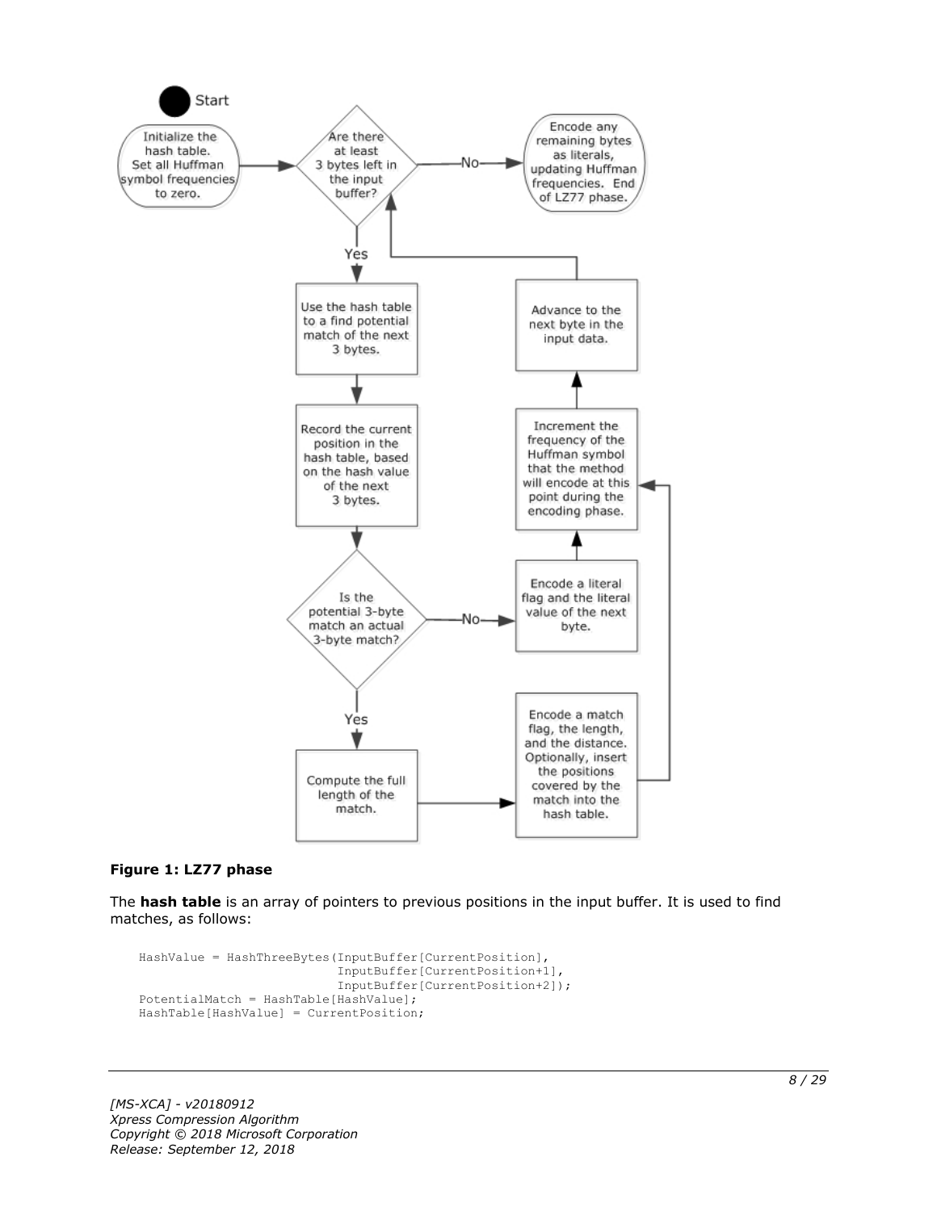**Figure 1: LZ77 phase**

The **hash table** is an array of pointers to previous positions in the input buffer. It is used to find matches, as follows:

```
HashValue = HashThreeBytes(InputBuffer[CurrentPosition],
                           InputBuffer[CurrentPosition+1],
                           InputBuffer[CurrentPosition+2]);
PotentialMatch = HashTable[HashValue];
HashTable[HashValue] = CurrentPosition;
```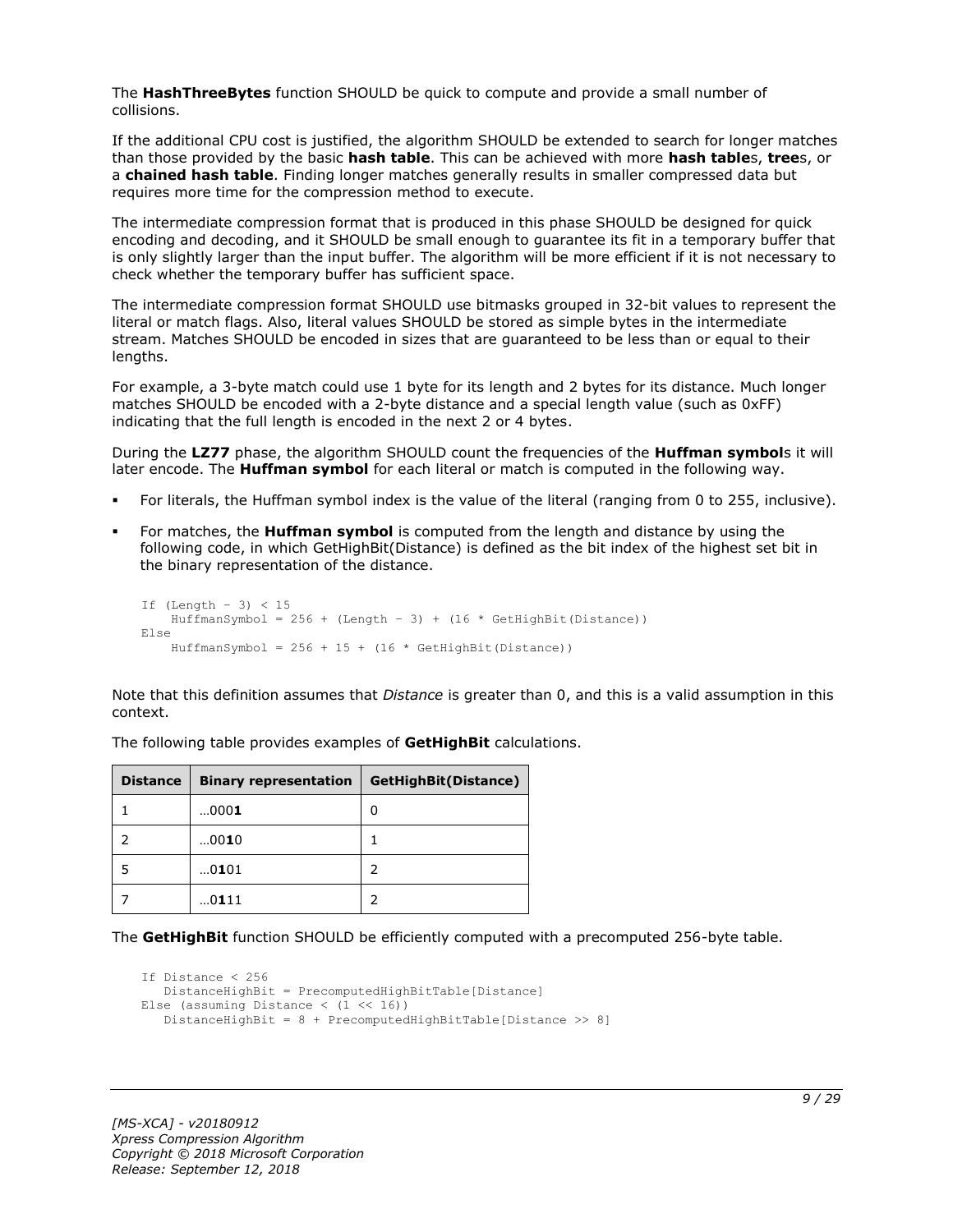The **HashThreeBytes** function SHOULD be quick to compute and provide a small number of collisions.

If the additional CPU cost is justified, the algorithm SHOULD be extended to search for longer matches than those provided by the basic **hash table**. This can be achieved with more **hash table**s, **tree**s, or a **chained hash table**. Finding longer matches generally results in smaller compressed data but requires more time for the compression method to execute.

The intermediate compression format that is produced in this phase SHOULD be designed for quick encoding and decoding, and it SHOULD be small enough to guarantee its fit in a temporary buffer that is only slightly larger than the input buffer. The algorithm will be more efficient if it is not necessary to check whether the temporary buffer has sufficient space.

The intermediate compression format SHOULD use bitmasks grouped in 32-bit values to represent the literal or match flags. Also, literal values SHOULD be stored as simple bytes in the intermediate stream. Matches SHOULD be encoded in sizes that are guaranteed to be less than or equal to their lengths.

For example, a 3-byte match could use 1 byte for its length and 2 bytes for its distance. Much longer matches SHOULD be encoded with a 2-byte distance and a special length value (such as 0xFF) indicating that the full length is encoded in the next 2 or 4 bytes.

During the **LZ77** phase, the algorithm SHOULD count the frequencies of the **Huffman symbol**s it will later encode. The **Huffman symbol** for each literal or match is computed in the following way.

- For literals, the Huffman symbol index is the value of the literal (ranging from 0 to 255, inclusive).
- For matches, the **Huffman symbol** is computed from the length and distance by using the following code, in which GetHighBit(Distance) is defined as the bit index of the highest set bit in the binary representation of the distance.

```
If (Length - 3) < 15
    HuffmanSymbol = 256 + (Length - 3) + (16 * GetHighBit(Distance))
Else
    HuffmanSymbol = 256 + 15 + (16 * GetHighBit(Distance))
```

Note that this definition assumes that *Distance* is greater than 0, and this is a valid assumption in this context.

The following table provides examples of **GetHighBit** calculations.

| Distance | Binary representation | GetHighBit(Distance) |
|---|---|---|
| 1 | …000**1** | 0 |
| 2 | …00**1**0 | 1 |
| 5 | …0**1**01 | 2 |
| 7 | …0**1**11 | 2 |

The **GetHighBit** function SHOULD be efficiently computed with a precomputed 256-byte table.

```
If Distance < 256
   DistanceHighBit = PrecomputedHighBitTable[Distance]
Else (assuming Distance < (1 << 16))
   DistanceHighBit = 8 + PrecomputedHighBitTable[Distance >> 8]
```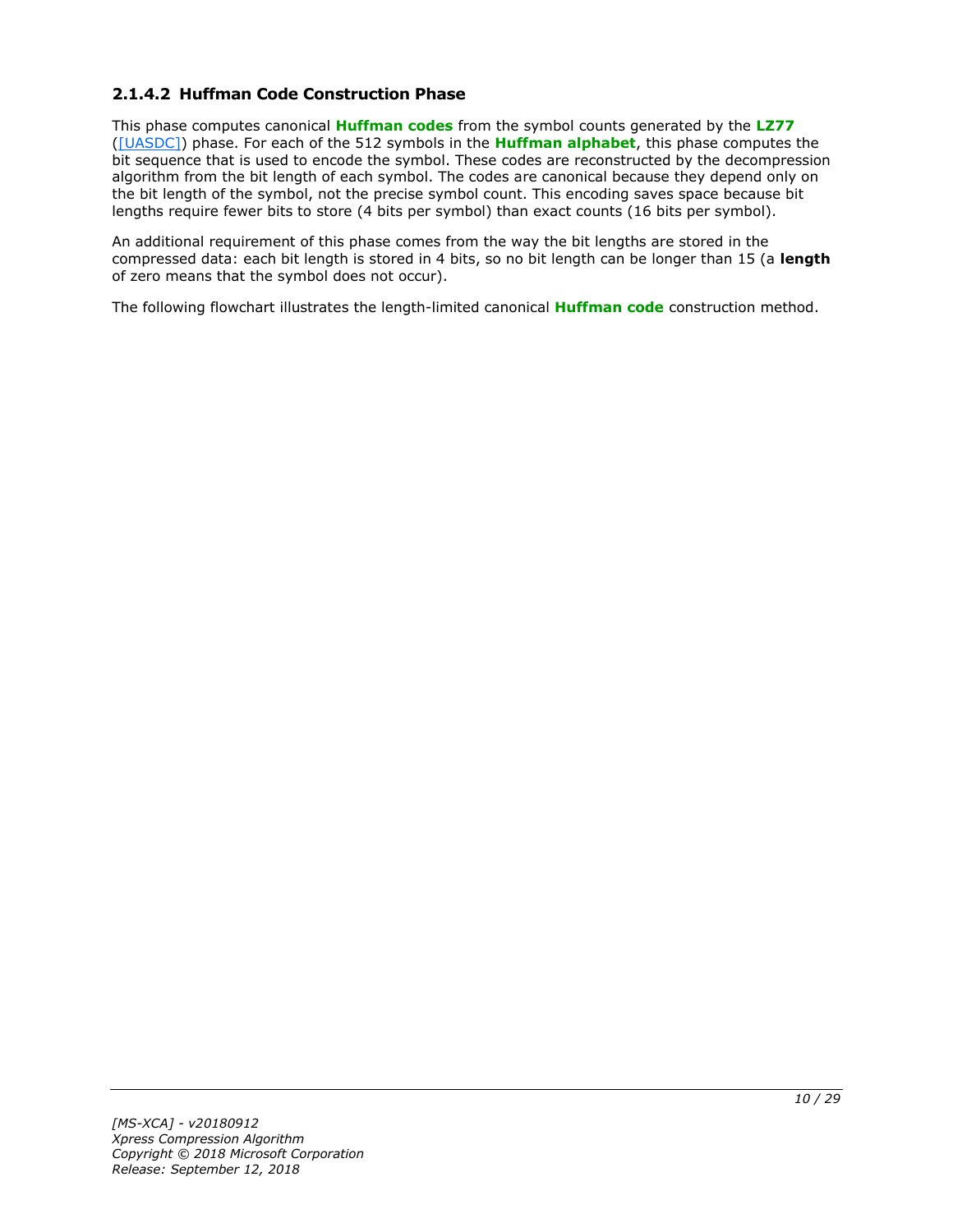### 2.1.4.2 Huffman Code Construction Phase

This phase computes canonical **Huffman codes** from the symbol counts generated by the **LZ77** ([UASDC]) phase. For each of the 512 symbols in the **Huffman alphabet**, this phase computes the bit sequence that is used to encode the symbol. These codes are reconstructed by the decompression algorithm from the bit length of each symbol. The codes are canonical because they depend only on the bit length of the symbol, not the precise symbol count. This encoding saves space because bit lengths require fewer bits to store (4 bits per symbol) than exact counts (16 bits per symbol).

An additional requirement of this phase comes from the way the bit lengths are stored in the compressed data: each bit length is stored in 4 bits, so no bit length can be longer than 15 (a **length** of zero means that the symbol does not occur).

The following flowchart illustrates the length-limited canonical **Huffman code** construction method.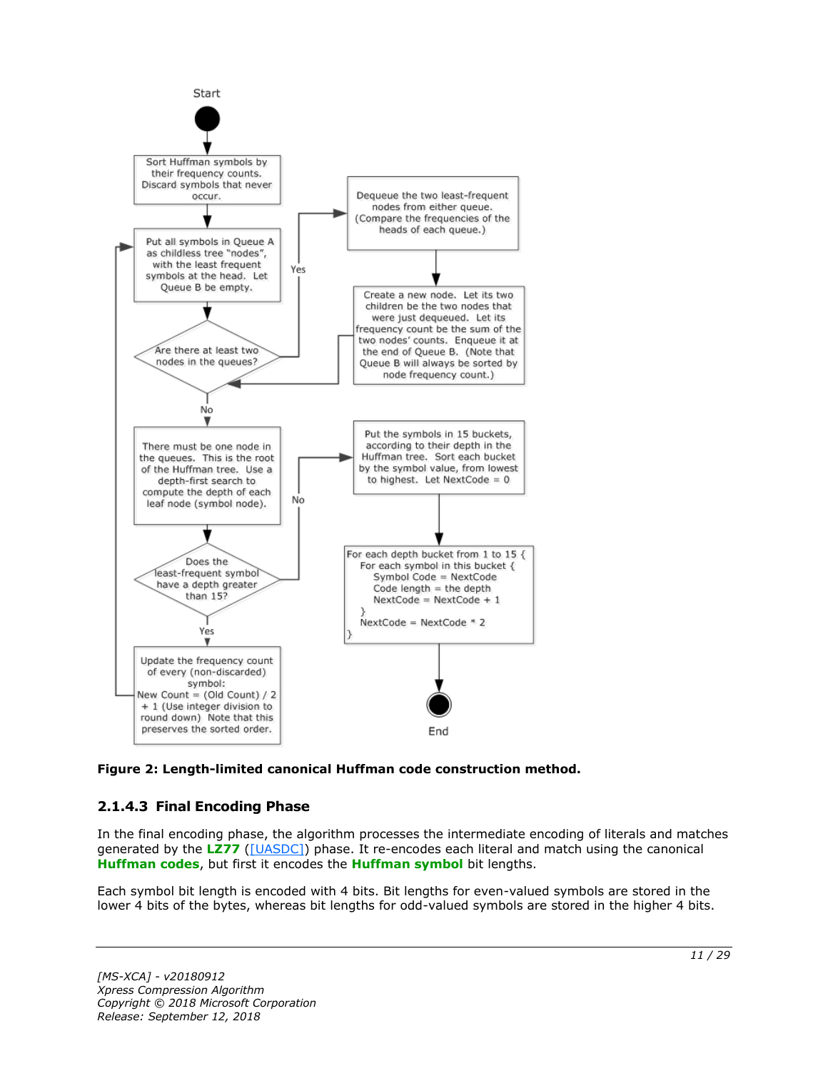Start

Sort Huffman symbols by their frequency counts. Discard symbols that never occur.

Put all symbols in Queue A as childless tree "nodes", with the least frequent symbols at the head. Let Queue B be empty.

Are there at least two nodes in the queues?

Yes

Dequeue the two least-frequent nodes from either queue. (Compare the frequencies of the heads of each queue.)

Create a new node. Let its two children be the two nodes that were just dequeued. Let its frequency count be the sum of the two nodes' counts. Enqueue it at the end of Queue B. (Note that Queue B will always be sorted by node frequency count.)

No

There must be one node in the queues. This is the root of the Huffman tree. Use a depth-first search to compute the depth of each leaf node (symbol node).

Does the least-frequent symbol have a depth greater than 15?

Yes

Update the frequency count of every (non-discarded) symbol: New Count = (Old Count) / 2 + 1 (Use integer division to round down) Note that this preserves the sorted order.

No

Put the symbols in 15 buckets, according to their depth in the Huffman tree. Sort each bucket by the symbol value, from lowest to highest. Let NextCode = 0

```
For each depth bucket from 1 to 15 {
   For each symbol in this bucket {
      Symbol Code = NextCode
      Code length = the depth
      NextCode = NextCode + 1
   }
   NextCode = NextCode * 2
}
```

End

**Figure 2: Length-limited canonical Huffman code construction method.**

### 2.1.4.3 Final Encoding Phase

In the final encoding phase, the algorithm processes the intermediate encoding of literals and matches generated by the **LZ77** ([UASDC]) phase. It re-encodes each literal and match using the canonical **Huffman codes**, but first it encodes the **Huffman symbol** bit lengths.

Each symbol bit length is encoded with 4 bits. Bit lengths for even-valued symbols are stored in the lower 4 bits of the bytes, whereas bit lengths for odd-valued symbols are stored in the higher 4 bits.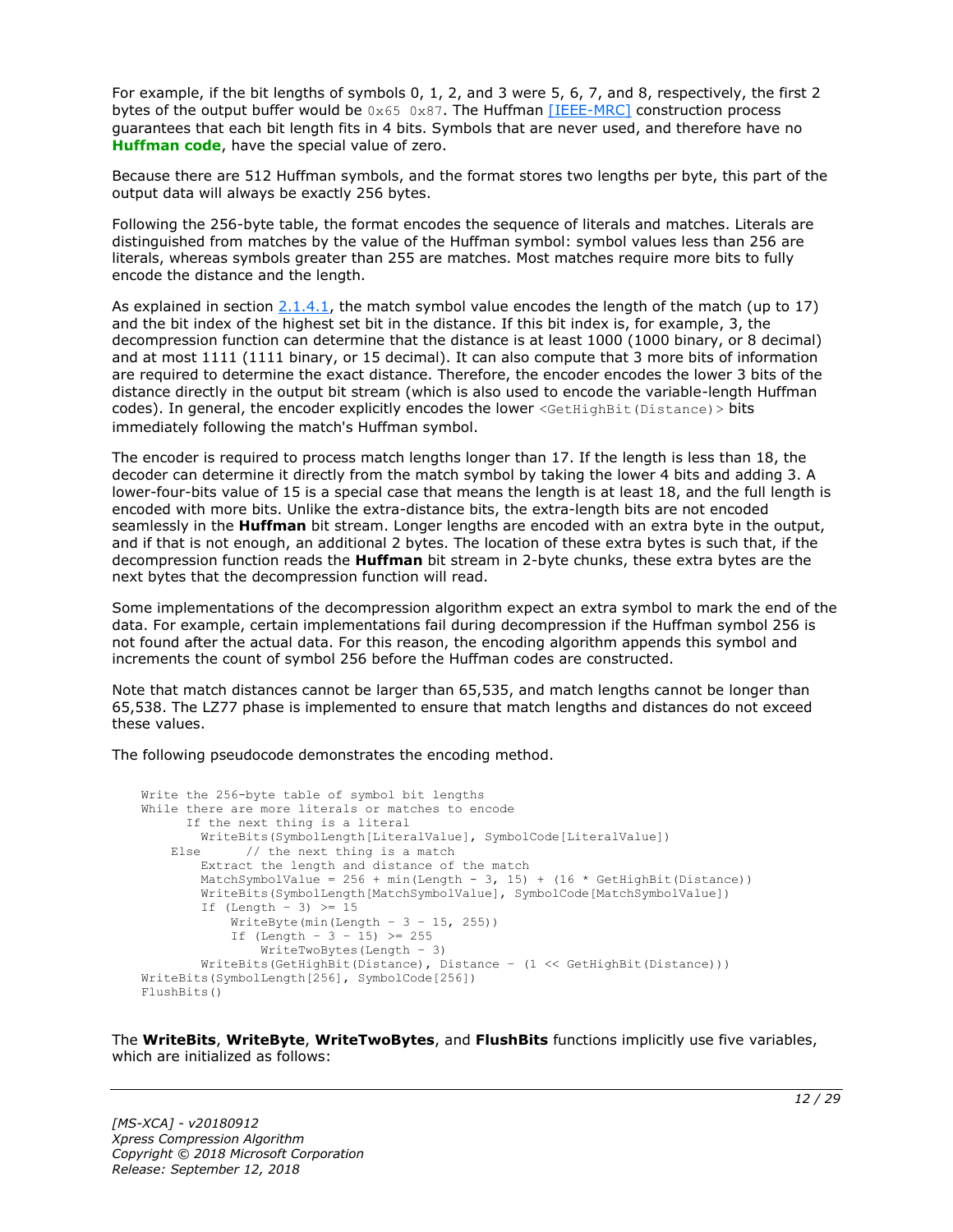For example, if the bit lengths of symbols 0, 1, 2, and 3 were 5, 6, 7, and 8, respectively, the first 2 bytes of the output buffer would be `0x65 0x87`. The Huffman [IEEE-MRC] construction process guarantees that each bit length fits in 4 bits. Symbols that are never used, and therefore have no **Huffman code**, have the special value of zero.

Because there are 512 Huffman symbols, and the format stores two lengths per byte, this part of the output data will always be exactly 256 bytes.

Following the 256-byte table, the format encodes the sequence of literals and matches. Literals are distinguished from matches by the value of the Huffman symbol: symbol values less than 256 are literals, whereas symbols greater than 255 are matches. Most matches require more bits to fully encode the distance and the length.

As explained in section 2.1.4.1, the match symbol value encodes the length of the match (up to 17) and the bit index of the highest set bit in the distance. If this bit index is, for example, 3, the decompression function can determine that the distance is at least 1000 (1000 binary, or 8 decimal) and at most 1111 (1111 binary, or 15 decimal). It can also compute that 3 more bits of information are required to determine the exact distance. Therefore, the encoder encodes the lower 3 bits of the distance directly in the output bit stream (which is also used to encode the variable-length Huffman codes). In general, the encoder explicitly encodes the lower `<GetHighBit(Distance)>` bits immediately following the match's Huffman symbol.

The encoder is required to process match lengths longer than 17. If the length is less than 18, the decoder can determine it directly from the match symbol by taking the lower 4 bits and adding 3. A lower-four-bits value of 15 is a special case that means the length is at least 18, and the full length is encoded with more bits. Unlike the extra-distance bits, the extra-length bits are not encoded seamlessly in the **Huffman** bit stream. Longer lengths are encoded with an extra byte in the output, and if that is not enough, an additional 2 bytes. The location of these extra bytes is such that, if the decompression function reads the **Huffman** bit stream in 2-byte chunks, these extra bytes are the next bytes that the decompression function will read.

Some implementations of the decompression algorithm expect an extra symbol to mark the end of the data. For example, certain implementations fail during decompression if the Huffman symbol 256 is not found after the actual data. For this reason, the encoding algorithm appends this symbol and increments the count of symbol 256 before the Huffman codes are constructed.

Note that match distances cannot be larger than 65,535, and match lengths cannot be longer than 65,538. The LZ77 phase is implemented to ensure that match lengths and distances do not exceed these values.

The following pseudocode demonstrates the encoding method.

```
Write the 256-byte table of symbol bit lengths
While there are more literals or matches to encode
      If the next thing is a literal
        WriteBits(SymbolLength[LiteralValue], SymbolCode[LiteralValue])
    Else      // the next thing is a match
        Extract the length and distance of the match
        MatchSymbolValue = 256 + min(Length - 3, 15) + (16 * GetHighBit(Distance))
        WriteBits(SymbolLength[MatchSymbolValue], SymbolCode[MatchSymbolValue])
        If (Length - 3) >= 15
            WriteByte(min(Length - 3 - 15, 255))
            If (Length - 3 - 15) >= 255
                WriteTwoBytes(Length - 3)
        WriteBits(GetHighBit(Distance), Distance - (1 << GetHighBit(Distance)))
WriteBits(SymbolLength[256], SymbolCode[256])
FlushBits()
```

The **WriteBits**, **WriteByte**, **WriteTwoBytes**, and **FlushBits** functions implicitly use five variables, which are initialized as follows: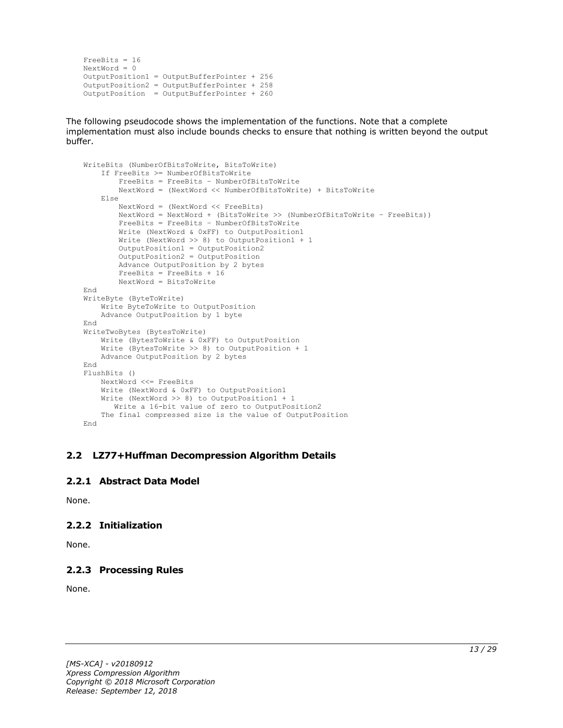```
FreeBits = 16
NextWord = 0
OutputPosition1 = OutputBufferPointer + 256
OutputPosition2 = OutputBufferPointer + 258
OutputPosition  = OutputBufferPointer + 260
```

The following pseudocode shows the implementation of the functions. Note that a complete implementation must also include bounds checks to ensure that nothing is written beyond the output buffer.

```
WriteBits (NumberOfBitsToWrite, BitsToWrite)
    If FreeBits >= NumberOfBitsToWrite
        FreeBits = FreeBits – NumberOfBitsToWrite
        NextWord = (NextWord << NumberOfBitsToWrite) + BitsToWrite
    Else
        NextWord = (NextWord << FreeBits)
        NextWord = NextWord + (BitsToWrite >> (NumberOfBitsToWrite – FreeBits))
        FreeBits = FreeBits – NumberOfBitsToWrite
        Write (NextWord & 0xFF) to OutputPosition1
        Write (NextWord >> 8) to OutputPosition1 + 1
        OutputPosition1 = OutputPosition2
        OutputPosition2 = OutputPosition
        Advance OutputPosition by 2 bytes
        FreeBits = FreeBits + 16
        NextWord = BitsToWrite
End
WriteByte (ByteToWrite)
    Write ByteToWrite to OutputPosition
    Advance OutputPosition by 1 byte
End
WriteTwoBytes (BytesToWrite)
    Write (BytesToWrite & 0xFF) to OutputPosition
    Write (BytesToWrite >> 8) to OutputPosition + 1
    Advance OutputPosition by 2 bytes
End
FlushBits ()
    NextWord <<= FreeBits
    Write (NextWord & 0xFF) to OutputPosition1
    Write (NextWord >> 8) to OutputPosition1 + 1
       Write a 16-bit value of zero to OutputPosition2
    The final compressed size is the value of OutputPosition
End
```

## 2.2 LZ77+Huffman Decompression Algorithm Details

### 2.2.1 Abstract Data Model

None.

### 2.2.2 Initialization

None.

### 2.2.3 Processing Rules

None.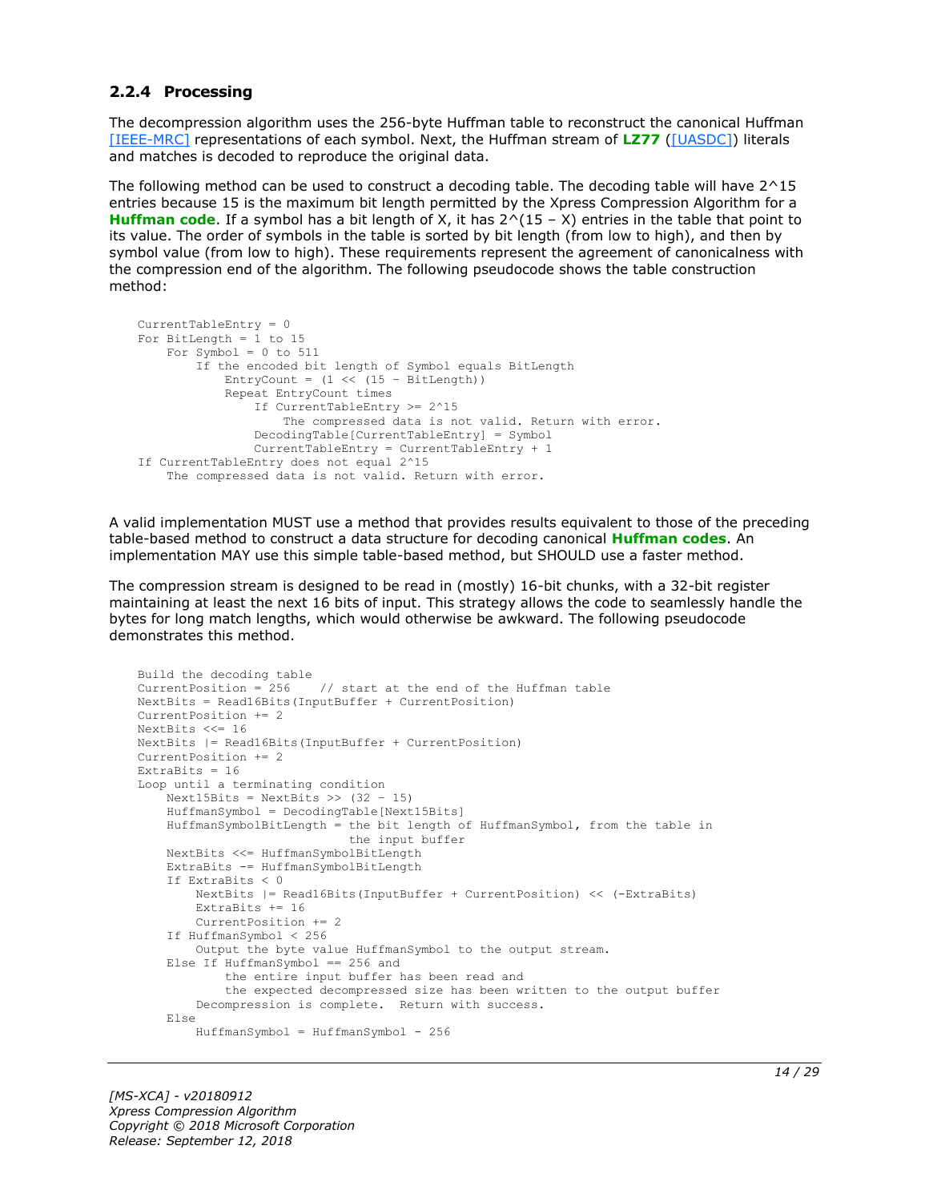### 2.2.4 Processing

The decompression algorithm uses the 256-byte Huffman table to reconstruct the canonical Huffman [IEEE-MRC] representations of each symbol. Next, the Huffman stream of **LZ77** ([UASDC]) literals and matches is decoded to reproduce the original data.

The following method can be used to construct a decoding table. The decoding table will have 2^15 entries because 15 is the maximum bit length permitted by the Xpress Compression Algorithm for a **Huffman code**. If a symbol has a bit length of X, it has 2^(15 – X) entries in the table that point to its value. The order of symbols in the table is sorted by bit length (from low to high), and then by symbol value (from low to high). These requirements represent the agreement of canonicalness with the compression end of the algorithm. The following pseudocode shows the table construction method:

```
CurrentTableEntry = 0
For BitLength = 1 to 15
    For Symbol = 0 to 511
        If the encoded bit length of Symbol equals BitLength
            EntryCount = (1 << (15 – BitLength))
            Repeat EntryCount times
                If CurrentTableEntry >= 2^15
                    The compressed data is not valid. Return with error.
                DecodingTable[CurrentTableEntry] = Symbol
                CurrentTableEntry = CurrentTableEntry + 1
If CurrentTableEntry does not equal 2^15
    The compressed data is not valid. Return with error.
```

A valid implementation MUST use a method that provides results equivalent to those of the preceding table-based method to construct a data structure for decoding canonical **Huffman codes**. An implementation MAY use this simple table-based method, but SHOULD use a faster method.

The compression stream is designed to be read in (mostly) 16-bit chunks, with a 32-bit register maintaining at least the next 16 bits of input. This strategy allows the code to seamlessly handle the bytes for long match lengths, which would otherwise be awkward. The following pseudocode demonstrates this method.

```
Build the decoding table
CurrentPosition = 256    // start at the end of the Huffman table
NextBits = Read16Bits(InputBuffer + CurrentPosition)
CurrentPosition += 2
NextBits <<= 16
NextBits |= Read16Bits(InputBuffer + CurrentPosition)
CurrentPosition += 2
ExtraBits = 16
Loop until a terminating condition
    Next15Bits = NextBits >> (32 – 15)
    HuffmanSymbol = DecodingTable[Next15Bits]
    HuffmanSymbolBitLength = the bit length of HuffmanSymbol, from the table in
                             the input buffer
    NextBits <<= HuffmanSymbolBitLength
    ExtraBits -= HuffmanSymbolBitLength
    If ExtraBits < 0
        NextBits |= Read16Bits(InputBuffer + CurrentPosition) << (-ExtraBits)
        ExtraBits += 16
        CurrentPosition += 2
    If HuffmanSymbol < 256
        Output the byte value HuffmanSymbol to the output stream.
    Else If HuffmanSymbol == 256 and
            the entire input buffer has been read and
            the expected decompressed size has been written to the output buffer
        Decompression is complete.  Return with success.
    Else
        HuffmanSymbol = HuffmanSymbol - 256
```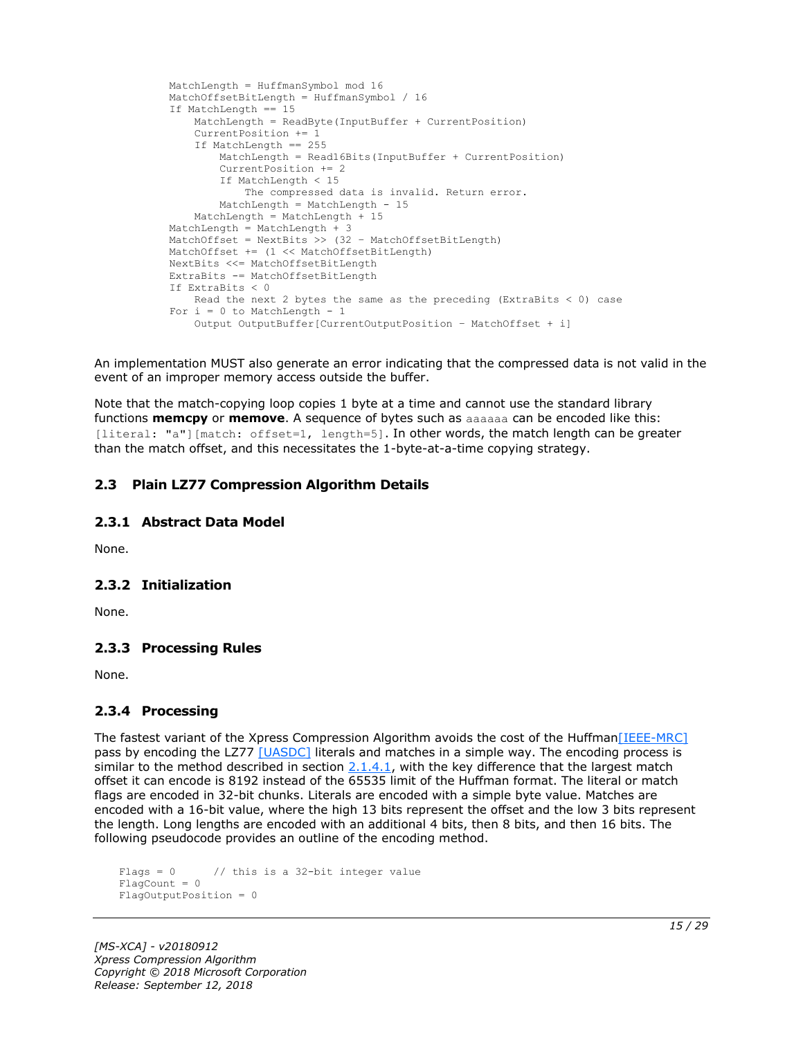```
MatchLength = HuffmanSymbol mod 16
MatchOffsetBitLength = HuffmanSymbol / 16
If MatchLength == 15
    MatchLength = ReadByte(InputBuffer + CurrentPosition)
    CurrentPosition += 1
    If MatchLength == 255
        MatchLength = Read16Bits(InputBuffer + CurrentPosition)
        CurrentPosition += 2
        If MatchLength < 15
            The compressed data is invalid. Return error.
        MatchLength = MatchLength - 15
    MatchLength = MatchLength + 15
MatchLength = MatchLength + 3
MatchOffset = NextBits >> (32 – MatchOffsetBitLength)
MatchOffset += (1 << MatchOffsetBitLength)
NextBits <<= MatchOffsetBitLength
ExtraBits -= MatchOffsetBitLength
If ExtraBits < 0
    Read the next 2 bytes the same as the preceding (ExtraBits < 0) case
For i = 0 to MatchLength - 1
    Output OutputBuffer[CurrentOutputPosition – MatchOffset + i]
```

An implementation MUST also generate an error indicating that the compressed data is not valid in the event of an improper memory access outside the buffer.

Note that the match-copying loop copies 1 byte at a time and cannot use the standard library functions **memcpy** or **memove**. A sequence of bytes such as `aaaaaa` can be encoded like this: `[literal: "a"][match: offset=1, length=5]`. In other words, the match length can be greater than the match offset, and this necessitates the 1-byte-at-a-time copying strategy.

## 2.3 Plain LZ77 Compression Algorithm Details

### 2.3.1 Abstract Data Model

None.

### 2.3.2 Initialization

None.

### 2.3.3 Processing Rules

None.

### 2.3.4 Processing

The fastest variant of the Xpress Compression Algorithm avoids the cost of the Huffman[IEEE-MRC] pass by encoding the LZ77 [UASDC] literals and matches in a simple way. The encoding process is similar to the method described in section 2.1.4.1, with the key difference that the largest match offset it can encode is 8192 instead of the 65535 limit of the Huffman format. The literal or match flags are encoded in 32-bit chunks. Literals are encoded with a simple byte value. Matches are encoded with a 16-bit value, where the high 13 bits represent the offset and the low 3 bits represent the length. Long lengths are encoded with an additional 4 bits, then 8 bits, and then 16 bits. The following pseudocode provides an outline of the encoding method.

```
Flags = 0      // this is a 32-bit integer value
FlagCount = 0
FlagOutputPosition = 0
```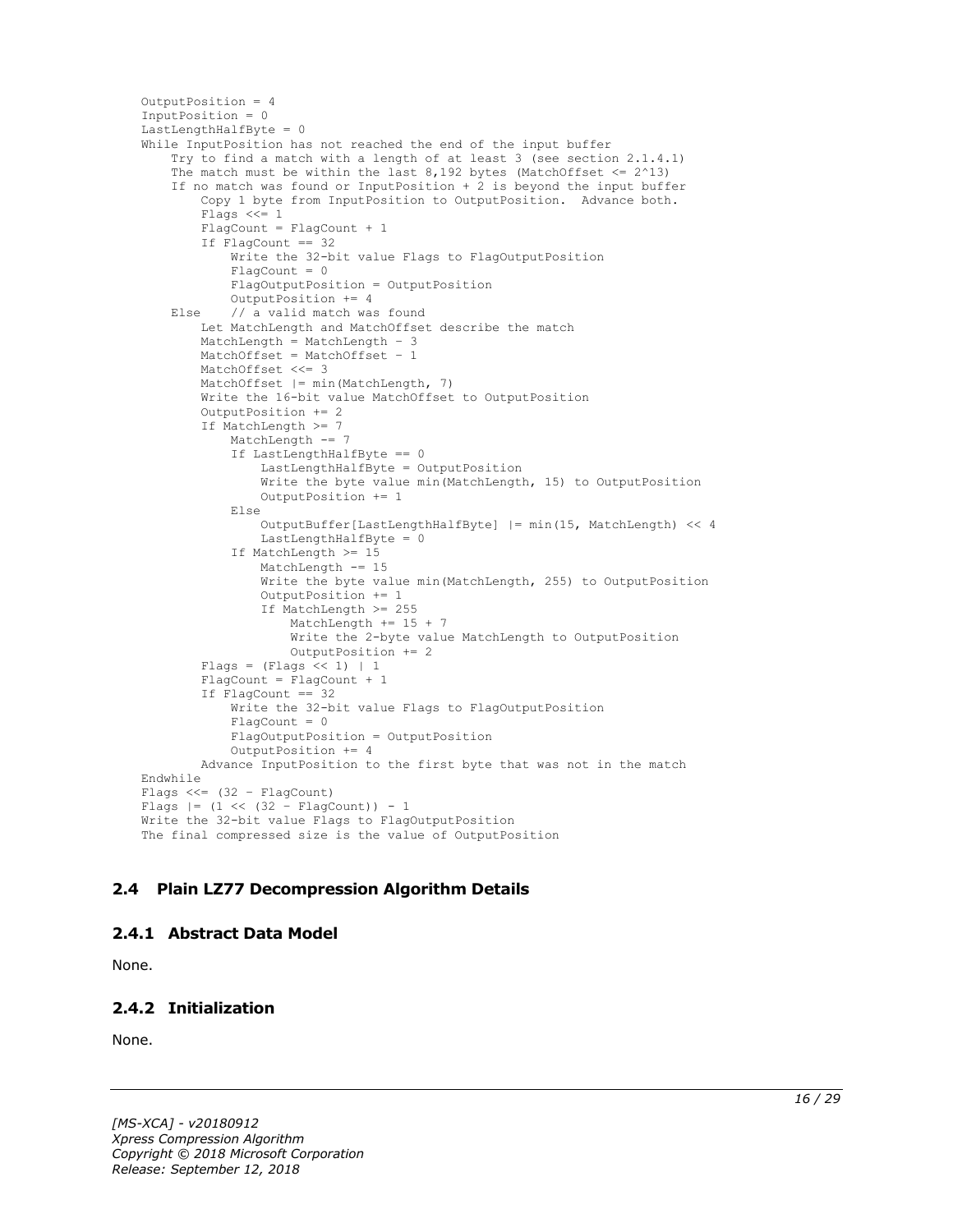```
    OutputPosition = 4
    InputPosition = 0
    LastLengthHalfByte = 0
    While InputPosition has not reached the end of the input buffer
        Try to find a match with a length of at least 3 (see section 2.1.4.1)
        The match must be within the last 8,192 bytes (MatchOffset <= 2^13)
        If no match was found or InputPosition + 2 is beyond the input buffer
            Copy 1 byte from InputPosition to OutputPosition.  Advance both.
            Flags <<= 1
            FlagCount = FlagCount + 1
            If FlagCount == 32
                Write the 32-bit value Flags to FlagOutputPosition
                FlagCount = 0
                FlagOutputPosition = OutputPosition
                OutputPosition += 4
        Else    // a valid match was found
            Let MatchLength and MatchOffset describe the match
            MatchLength = MatchLength - 3
            MatchOffset = MatchOffset - 1
            MatchOffset <<= 3
            MatchOffset |= min(MatchLength, 7)
            Write the 16-bit value MatchOffset to OutputPosition
            OutputPosition += 2
            If MatchLength >= 7
                MatchLength -= 7
                If LastLengthHalfByte == 0
                    LastLengthHalfByte = OutputPosition
                    Write the byte value min(MatchLength, 15) to OutputPosition
                    OutputPosition += 1
                Else
                    OutputBuffer[LastLengthHalfByte] |= min(15, MatchLength) << 4
                    LastLengthHalfByte = 0
                If MatchLength >= 15
                    MatchLength -= 15
                    Write the byte value min(MatchLength, 255) to OutputPosition
                    OutputPosition += 1
                    If MatchLength >= 255
                        MatchLength += 15 + 7
                        Write the 2-byte value MatchLength to OutputPosition
                        OutputPosition += 2
            Flags = (Flags << 1) | 1
            FlagCount = FlagCount + 1
            If FlagCount == 32
                Write the 32-bit value Flags to FlagOutputPosition
                FlagCount = 0
                FlagOutputPosition = OutputPosition
                OutputPosition += 4
            Advance InputPosition to the first byte that was not in the match
    Endwhile
    Flags <<= (32 - FlagCount)
    Flags |= (1 << (32 - FlagCount)) - 1
    Write the 32-bit value Flags to FlagOutputPosition
    The final compressed size is the value of OutputPosition
```

## 2.4 Plain LZ77 Decompression Algorithm Details

### 2.4.1 Abstract Data Model

None.

### 2.4.2 Initialization

None.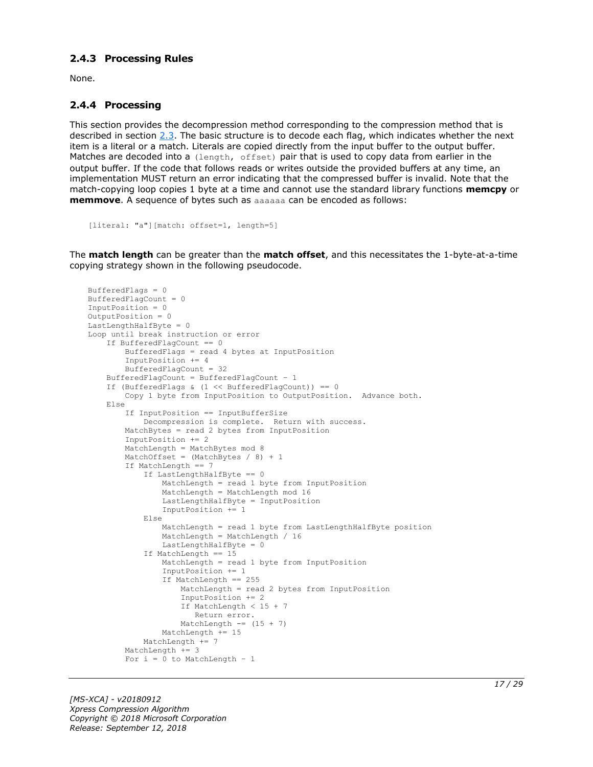### 2.4.3 Processing Rules

None.

### 2.4.4 Processing

This section provides the decompression method corresponding to the compression method that is described in section 2.3. The basic structure is to decode each flag, which indicates whether the next item is a literal or a match. Literals are copied directly from the input buffer to the output buffer. Matches are decoded into a `(length, offset)` pair that is used to copy data from earlier in the output buffer. If the code that follows reads or writes outside the provided buffers at any time, an implementation MUST return an error indicating that the compressed buffer is invalid. Note that the match-copying loop copies 1 byte at a time and cannot use the standard library functions **memcpy** or **memmove**. A sequence of bytes such as `aaaaaa` can be encoded as follows:

```
[literal: "a"][match: offset=1, length=5]
```

The **match length** can be greater than the **match offset**, and this necessitates the 1-byte-at-a-time copying strategy shown in the following pseudocode.

```
BufferedFlags = 0
BufferedFlagCount = 0
InputPosition = 0
OutputPosition = 0
LastLengthHalfByte = 0
Loop until break instruction or error
    If BufferedFlagCount == 0
        BufferedFlags = read 4 bytes at InputPosition
        InputPosition += 4
        BufferedFlagCount = 32
    BufferedFlagCount = BufferedFlagCount - 1
    If (BufferedFlags & (1 << BufferedFlagCount)) == 0
        Copy 1 byte from InputPosition to OutputPosition.  Advance both.
    Else
        If InputPosition == InputBufferSize
            Decompression is complete.  Return with success.
        MatchBytes = read 2 bytes from InputPosition
        InputPosition += 2
        MatchLength = MatchBytes mod 8
        MatchOffset = (MatchBytes / 8) + 1
        If MatchLength == 7
            If LastLengthHalfByte == 0
                MatchLength = read 1 byte from InputPosition
                MatchLength = MatchLength mod 16
                LastLengthHalfByte = InputPosition
                InputPosition += 1
            Else
                MatchLength = read 1 byte from LastLengthHalfByte position
                MatchLength = MatchLength / 16
                LastLengthHalfByte = 0
            If MatchLength == 15
                MatchLength = read 1 byte from InputPosition
                InputPosition += 1
                If MatchLength == 255
                    MatchLength = read 2 bytes from InputPosition
                    InputPosition += 2
                    If MatchLength < 15 + 7
                       Return error.
                    MatchLength -= (15 + 7)
                MatchLength += 15
            MatchLength += 7
        MatchLength += 3
        For i = 0 to MatchLength - 1
```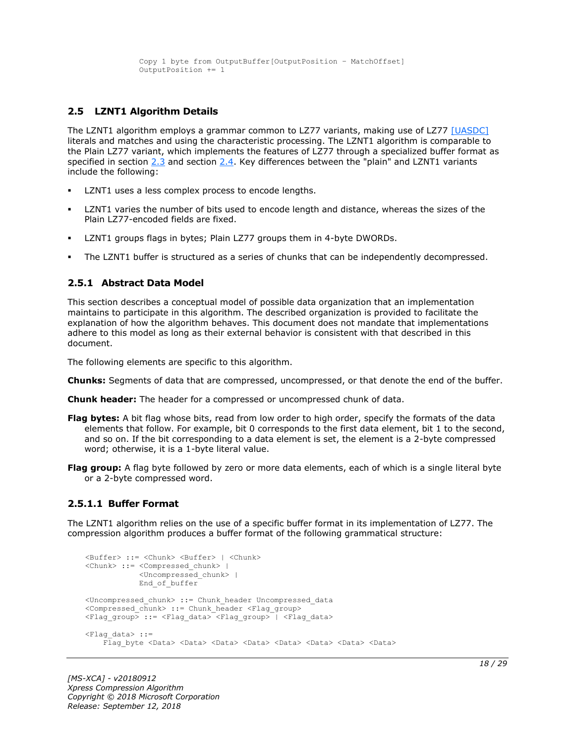```
        Copy 1 byte from OutputBuffer[OutputPosition – MatchOffset]
        OutputPosition += 1
```

## 2.5 LZNT1 Algorithm Details

The LZNT1 algorithm employs a grammar common to LZ77 variants, making use of LZ77 [UASDC] literals and matches and using the characteristic processing. The LZNT1 algorithm is comparable to the Plain LZ77 variant, which implements the features of LZ77 through a specialized buffer format as specified in section 2.3 and section 2.4. Key differences between the "plain" and LZNT1 variants include the following:

- LZNT1 uses a less complex process to encode lengths.
- LZNT1 varies the number of bits used to encode length and distance, whereas the sizes of the Plain LZ77-encoded fields are fixed.
- LZNT1 groups flags in bytes; Plain LZ77 groups them in 4-byte DWORDs.
- The LZNT1 buffer is structured as a series of chunks that can be independently decompressed.

### 2.5.1 Abstract Data Model

This section describes a conceptual model of possible data organization that an implementation maintains to participate in this algorithm. The described organization is provided to facilitate the explanation of how the algorithm behaves. This document does not mandate that implementations adhere to this model as long as their external behavior is consistent with that described in this document.

The following elements are specific to this algorithm.

**Chunks:** Segments of data that are compressed, uncompressed, or that denote the end of the buffer.

**Chunk header:** The header for a compressed or uncompressed chunk of data.

**Flag bytes:** A bit flag whose bits, read from low order to high order, specify the formats of the data elements that follow. For example, bit 0 corresponds to the first data element, bit 1 to the second, and so on. If the bit corresponding to a data element is set, the element is a 2-byte compressed word; otherwise, it is a 1-byte literal value.

**Flag group:** A flag byte followed by zero or more data elements, each of which is a single literal byte or a 2-byte compressed word.

#### 2.5.1.1 Buffer Format

The LZNT1 algorithm relies on the use of a specific buffer format in its implementation of LZ77. The compression algorithm produces a buffer format of the following grammatical structure:

```
<Buffer> ::= <Chunk> <Buffer> | <Chunk>
<Chunk> ::= <Compressed_chunk> |
            <Uncompressed_chunk> |
            End_of_buffer

<Uncompressed_chunk> ::= Chunk_header Uncompressed_data
<Compressed_chunk> ::= Chunk_header <Flag_group>
<Flag_group> ::= <Flag_data> <Flag_group> | <Flag_data>

<Flag_data> ::=
    Flag_byte <Data> <Data> <Data> <Data> <Data> <Data> <Data> <Data>
```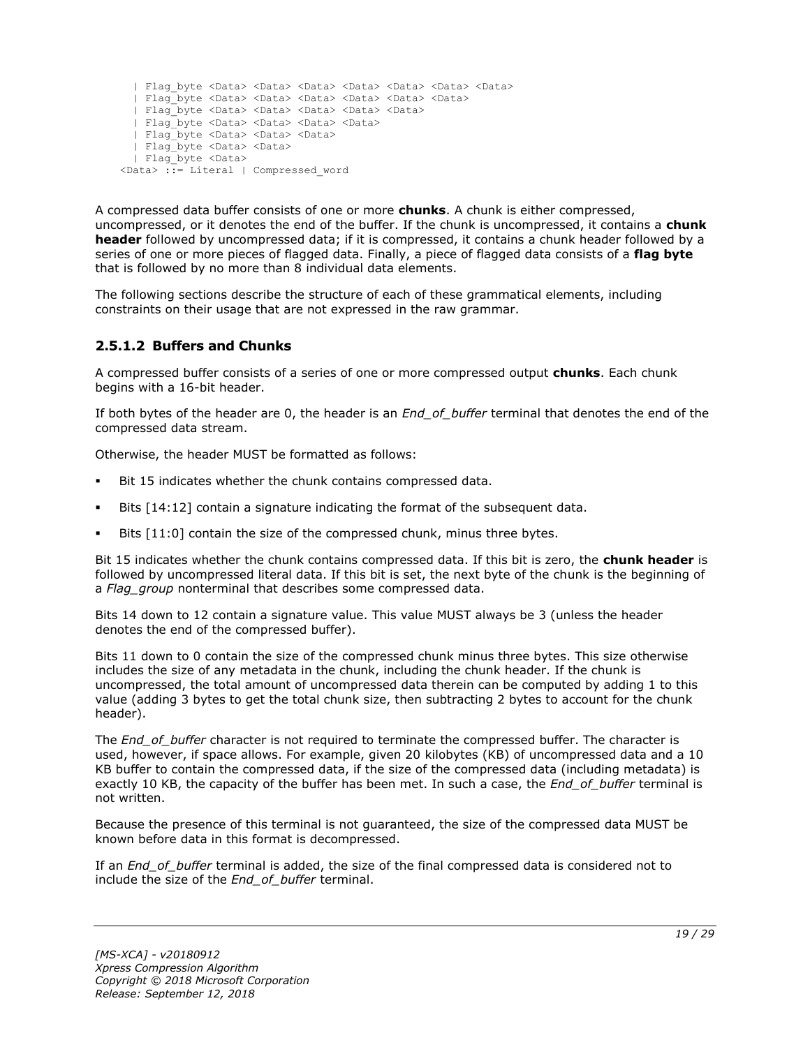```
   | Flag_byte <Data> <Data> <Data> <Data> <Data> <Data> <Data>
   | Flag_byte <Data> <Data> <Data> <Data> <Data> <Data>
   | Flag_byte <Data> <Data> <Data> <Data> <Data>
   | Flag_byte <Data> <Data> <Data> <Data>
   | Flag_byte <Data> <Data> <Data>
   | Flag_byte <Data> <Data>
   | Flag_byte <Data>
<Data> ::= Literal | Compressed_word
```

A compressed data buffer consists of one or more **chunks**. A chunk is either compressed, uncompressed, or it denotes the end of the buffer. If the chunk is uncompressed, it contains a **chunk header** followed by uncompressed data; if it is compressed, it contains a chunk header followed by a series of one or more pieces of flagged data. Finally, a piece of flagged data consists of a **flag byte** that is followed by no more than 8 individual data elements.

The following sections describe the structure of each of these grammatical elements, including constraints on their usage that are not expressed in the raw grammar.

### 2.5.1.2 Buffers and Chunks

A compressed buffer consists of a series of one or more compressed output **chunks**. Each chunk begins with a 16-bit header.

If both bytes of the header are 0, the header is an *End_of_buffer* terminal that denotes the end of the compressed data stream.

Otherwise, the header MUST be formatted as follows:

- Bit 15 indicates whether the chunk contains compressed data.
- Bits [14:12] contain a signature indicating the format of the subsequent data.
- Bits [11:0] contain the size of the compressed chunk, minus three bytes.

Bit 15 indicates whether the chunk contains compressed data. If this bit is zero, the **chunk header** is followed by uncompressed literal data. If this bit is set, the next byte of the chunk is the beginning of a *Flag_group* nonterminal that describes some compressed data.

Bits 14 down to 12 contain a signature value. This value MUST always be 3 (unless the header denotes the end of the compressed buffer).

Bits 11 down to 0 contain the size of the compressed chunk minus three bytes. This size otherwise includes the size of any metadata in the chunk, including the chunk header. If the chunk is uncompressed, the total amount of uncompressed data therein can be computed by adding 1 to this value (adding 3 bytes to get the total chunk size, then subtracting 2 bytes to account for the chunk header).

The *End_of_buffer* character is not required to terminate the compressed buffer. The character is used, however, if space allows. For example, given 20 kilobytes (KB) of uncompressed data and a 10 KB buffer to contain the compressed data, if the size of the compressed data (including metadata) is exactly 10 KB, the capacity of the buffer has been met. In such a case, the *End_of_buffer* terminal is not written.

Because the presence of this terminal is not guaranteed, the size of the compressed data MUST be known before data in this format is decompressed.

If an *End_of_buffer* terminal is added, the size of the final compressed data is considered not to include the size of the *End_of_buffer* terminal.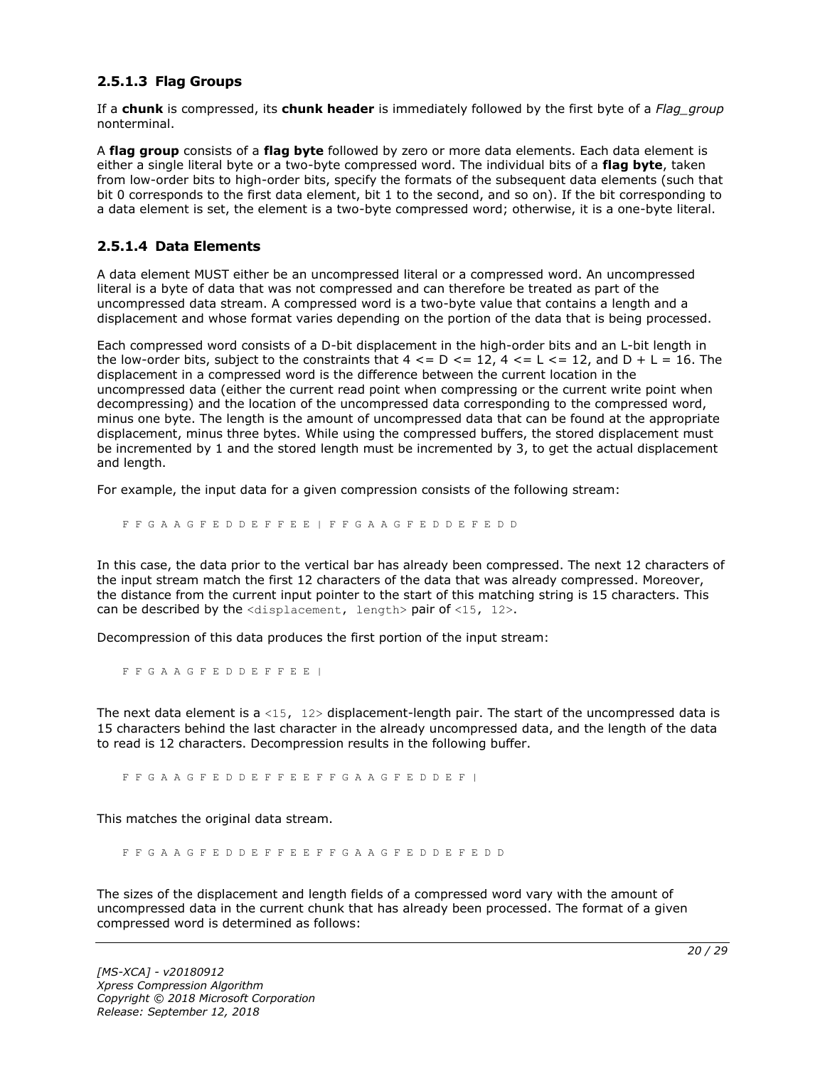### 2.5.1.3 Flag Groups

If a **chunk** is compressed, its **chunk header** is immediately followed by the first byte of a *Flag_group* nonterminal.

A **flag group** consists of a **flag byte** followed by zero or more data elements. Each data element is either a single literal byte or a two-byte compressed word. The individual bits of a **flag byte**, taken from low-order bits to high-order bits, specify the formats of the subsequent data elements (such that bit 0 corresponds to the first data element, bit 1 to the second, and so on). If the bit corresponding to a data element is set, the element is a two-byte compressed word; otherwise, it is a one-byte literal.

### 2.5.1.4 Data Elements

A data element MUST either be an uncompressed literal or a compressed word. An uncompressed literal is a byte of data that was not compressed and can therefore be treated as part of the uncompressed data stream. A compressed word is a two-byte value that contains a length and a displacement and whose format varies depending on the portion of the data that is being processed.

Each compressed word consists of a D-bit displacement in the high-order bits and an L-bit length in the low-order bits, subject to the constraints that 4 <= D <= 12, 4 <= L <= 12, and D + L = 16. The displacement in a compressed word is the difference between the current location in the uncompressed data (either the current read point when compressing or the current write point when decompressing) and the location of the uncompressed data corresponding to the compressed word, minus one byte. The length is the amount of uncompressed data that can be found at the appropriate displacement, minus three bytes. While using the compressed buffers, the stored displacement must be incremented by 1 and the stored length must be incremented by 3, to get the actual displacement and length.

For example, the input data for a given compression consists of the following stream:

```
F F G A A G F E D D E F F E E | F F G A A G F E D D E F E D D
```

In this case, the data prior to the vertical bar has already been compressed. The next 12 characters of the input stream match the first 12 characters of the data that was already compressed. Moreover, the distance from the current input pointer to the start of this matching string is 15 characters. This can be described by the `<displacement, length>` pair of `<15, 12>`.

Decompression of this data produces the first portion of the input stream:

```
F F G A A G F E D D E F F E E |
```

The next data element is a `<15, 12>` displacement-length pair. The start of the uncompressed data is 15 characters behind the last character in the already uncompressed data, and the length of the data to read is 12 characters. Decompression results in the following buffer.

```
F F G A A G F E D D E F F E E F F G A A G F E D D E F |
```

This matches the original data stream.

```
F F G A A G F E D D E F F E E F F G A A G F E D D E F E D D
```

The sizes of the displacement and length fields of a compressed word vary with the amount of uncompressed data in the current chunk that has already been processed. The format of a given compressed word is determined as follows: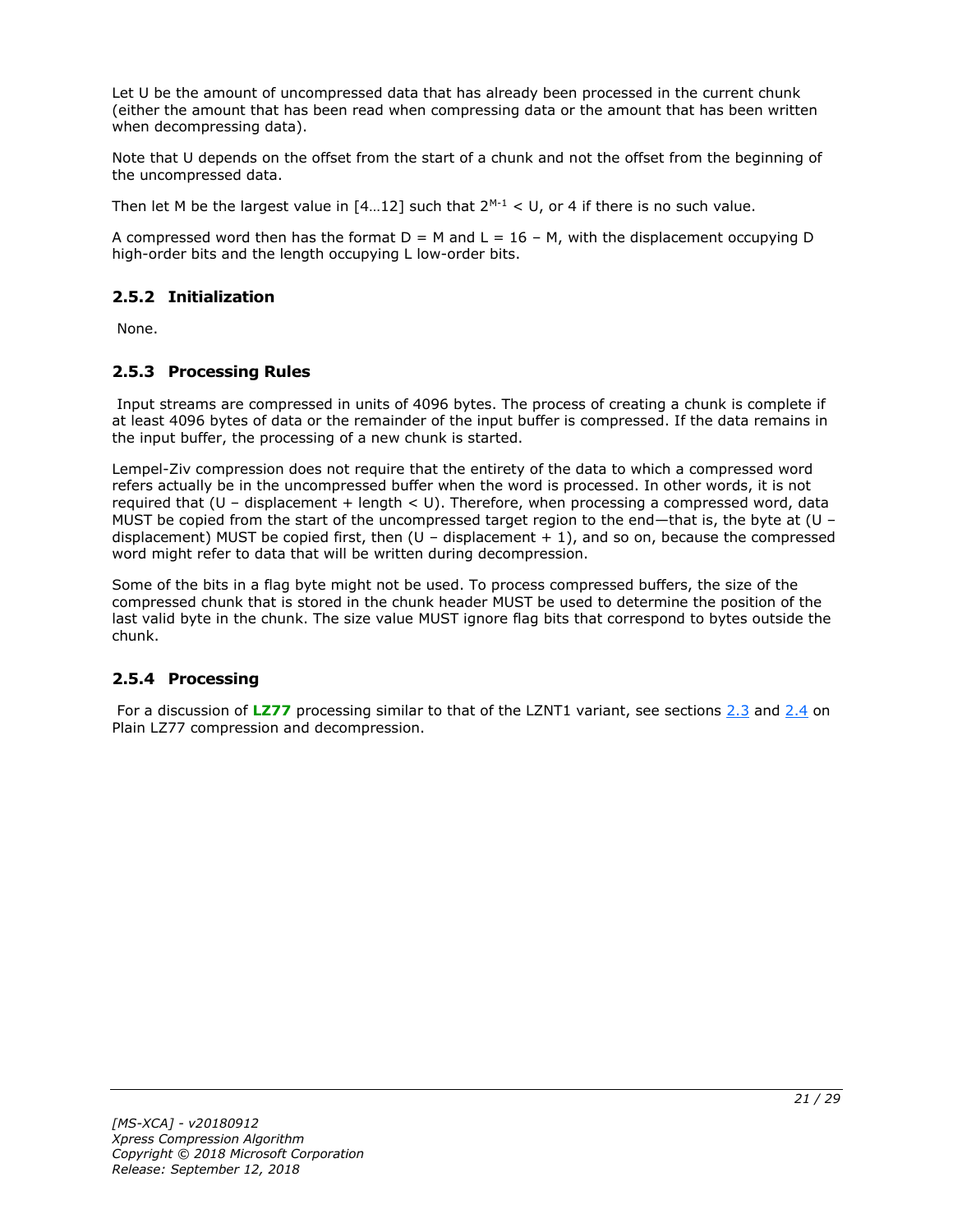Let U be the amount of uncompressed data that has already been processed in the current chunk (either the amount that has been read when compressing data or the amount that has been written when decompressing data).

Note that U depends on the offset from the start of a chunk and not the offset from the beginning of the uncompressed data.

Then let M be the largest value in [4…12] such that $2^{M-1} < U$, or 4 if there is no such value.

A compressed word then has the format $D = M$ and $L = 16 - M$, with the displacement occupying D high-order bits and the length occupying L low-order bits.

### 2.5.2 Initialization

None.

### 2.5.3 Processing Rules

Input streams are compressed in units of 4096 bytes. The process of creating a chunk is complete if at least 4096 bytes of data or the remainder of the input buffer is compressed. If the data remains in the input buffer, the processing of a new chunk is started.

Lempel-Ziv compression does not require that the entirety of the data to which a compressed word refers actually be in the uncompressed buffer when the word is processed. In other words, it is not required that (U – displacement + length < U). Therefore, when processing a compressed word, data MUST be copied from the start of the uncompressed target region to the end—that is, the byte at (U – displacement) MUST be copied first, then (U – displacement + 1), and so on, because the compressed word might refer to data that will be written during decompression.

Some of the bits in a flag byte might not be used. To process compressed buffers, the size of the compressed chunk that is stored in the chunk header MUST be used to determine the position of the last valid byte in the chunk. The size value MUST ignore flag bits that correspond to bytes outside the chunk.

### 2.5.4 Processing

For a discussion of **LZ77** processing similar to that of the LZNT1 variant, see sections 2.3 and 2.4 on Plain LZ77 compression and decompression.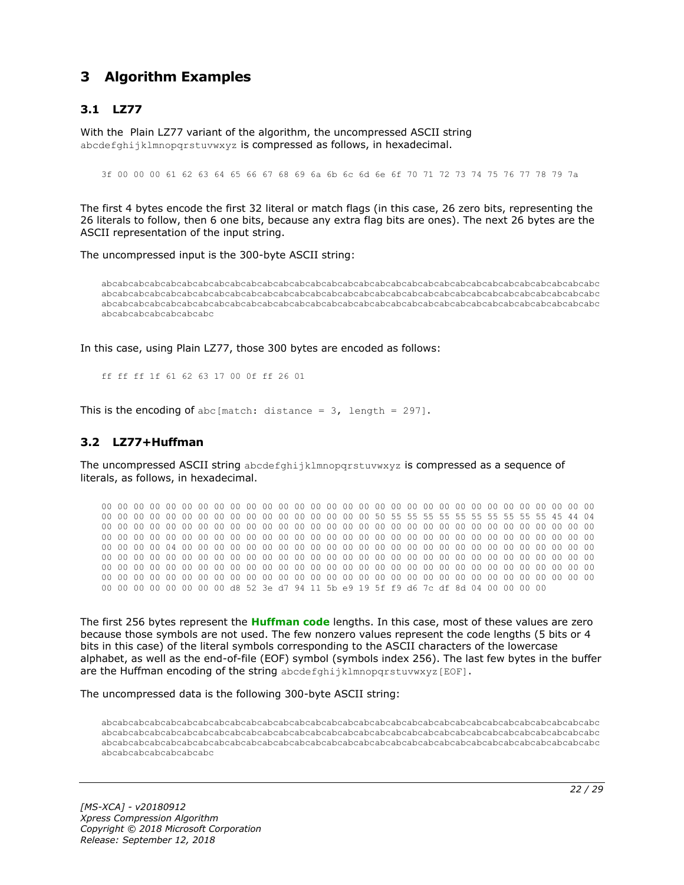# 3 Algorithm Examples

## 3.1 LZ77

With the Plain LZ77 variant of the algorithm, the uncompressed ASCII string abcdefghijklmnopqrstuvwxyz is compressed as follows, in hexadecimal.

```
3f 00 00 00 61 62 63 64 65 66 67 68 69 6a 6b 6c 6d 6e 6f 70 71 72 73 74 75 76 77 78 79 7a
```

The first 4 bytes encode the first 32 literal or match flags (in this case, 26 zero bits, representing the 26 literals to follow, then 6 one bits, because any extra flag bits are ones). The next 26 bytes are the ASCII representation of the input string.

The uncompressed input is the 300-byte ASCII string:

```
abcabcabcabcabcabcabcabcabcabcabcabcabcabcabcabcabcabcabcabcabcabcabcabcabcabcabcabcabcabcabcabcabcabc
abcabcabcabcabcabcabcabcabcabcabcabcabcabcabcabcabcabcabcabcabcabcabcabcabcabcabcabcabcabcabcabcabcabc
abcabcabcabcabcabcabcabcabcabcabcabcabcabcabcabcabcabcabcabcabcabcabcabcabcabcabcabcabcabcabcabcabcabc
abcabcabcabcabcabcabc
```

In this case, using Plain LZ77, those 300 bytes are encoded as follows:

```
ff ff ff 1f 61 62 63 17 00 0f ff 26 01
```

This is the encoding of abc[match: distance = 3, length = 297].

## 3.2 LZ77+Huffman

The uncompressed ASCII string abcdefghijklmnopqrstuvwxyz is compressed as a sequence of literals, as follows, in hexadecimal.

```
00 00 00 00 00 00 00 00 00 00 00 00 00 00 00 00 00 00 00 00 00 00 00 00 00 00 00 00 00 00 00 00
00 00 00 00 00 00 00 00 00 00 00 00 00 00 00 00 00 50 55 55 55 55 55 55 55 55 55 55 45 44 04
00 00 00 00 00 00 00 00 00 00 00 00 00 00 00 00 00 00 00 00 00 00 00 00 00 00 00 00 00 00 00 00
00 00 00 00 00 00 00 00 00 00 00 00 00 00 00 00 00 00 00 00 00 00 00 00 00 00 00 00 00 00 00 00
00 00 00 00 04 00 00 00 00 00 00 00 00 00 00 00 00 00 00 00 00 00 00 00 00 00 00 00 00 00 00 00
00 00 00 00 00 00 00 00 00 00 00 00 00 00 00 00 00 00 00 00 00 00 00 00 00 00 00 00 00 00 00 00
00 00 00 00 00 00 00 00 00 00 00 00 00 00 00 00 00 00 00 00 00 00 00 00 00 00 00 00 00 00 00 00
00 00 00 00 00 00 00 00 00 00 00 00 00 00 00 00 00 00 00 00 00 00 00 00 00 00 00 00 00 00 00 00
00 00 00 00 00 00 00 00 d8 52 3e d7 94 11 5b e9 19 5f f9 d6 7c df 8d 04 00 00 00 00
```

The first 256 bytes represent the **Huffman code** lengths. In this case, most of these values are zero because those symbols are not used. The few nonzero values represent the code lengths (5 bits or 4 bits in this case) of the literal symbols corresponding to the ASCII characters of the lowercase alphabet, as well as the end-of-file (EOF) symbol (symbols index 256). The last few bytes in the buffer are the Huffman encoding of the string abcdefghijklmnopqrstuvwxyz[EOF].

The uncompressed data is the following 300-byte ASCII string:

```
abcabcabcabcabcabcabcabcabcabcabcabcabcabcabcabcabcabcabcabcabcabcabcabcabcabcabcabcabcabcabcabcabcabc
abcabcabcabcabcabcabcabcabcabcabcabcabcabcabcabcabcabcabcabcabcabcabcabcabcabcabcabcabcabcabcabcabcabc
abcabcabcabcabcabcabcabcabcabcabcabcabcabcabcabcabcabcabcabcabcabcabcabcabcabcabcabcabcabcabcabcabcabc
abcabcabcabcabcabcabc
```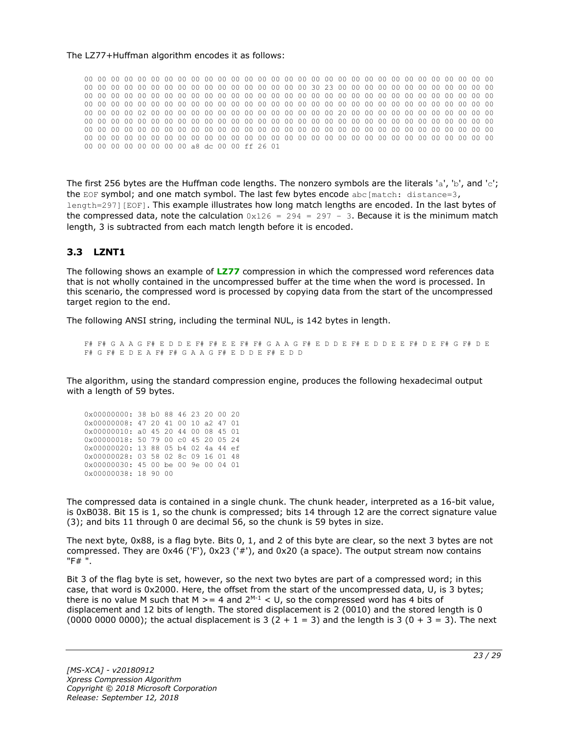The LZ77+Huffman algorithm encodes it as follows:

```
00 00 00 00 00 00 00 00 00 00 00 00 00 00 00 00 00 00 00 00 00 00 00 00 00 00 00 00 00 00 00 00
00 00 00 00 00 00 00 00 00 00 00 00 00 00 00 00 30 23 00 00 00 00 00 00 00 00 00 00 00 00 00 00
00 00 00 00 00 00 00 00 00 00 00 00 00 00 00 00 00 00 00 00 00 00 00 00 00 00 00 00 00 00 00 00
00 00 00 00 00 00 00 00 00 00 00 00 00 00 00 00 00 00 00 00 00 00 00 00 00 00 00 00 00 00 00 00
00 00 00 00 02 00 00 00 00 00 00 00 00 00 00 00 00 00 00 00 20 00 00 00 00 00 00 00 00 00 00 00
00 00 00 00 00 00 00 00 00 00 00 00 00 00 00 00 00 00 00 00 00 00 00 00 00 00 00 00 00 00 00 00
00 00 00 00 00 00 00 00 00 00 00 00 00 00 00 00 00 00 00 00 00 00 00 00 00 00 00 00 00 00 00 00
00 00 00 00 00 00 00 00 00 00 00 00 00 00 00 00 00 00 00 00 00 00 00 00 00 00 00 00 00 00 00 00
00 00 00 00 00 00 00 00 a8 dc 00 00 ff 26 01
```

The first 256 bytes are the Huffman code lengths. The nonzero symbols are the literals 'a', 'b', and 'c'; the EOF symbol; and one match symbol. The last few bytes encode abc[match: distance=3, length=297][EOF]. This example illustrates how long match lengths are encoded. In the last bytes of the compressed data, note the calculation 0x126 = 294 = 297 - 3. Because it is the minimum match length, 3 is subtracted from each match length before it is encoded.

## 3.3 LZNT1

The following shows an example of **LZ77** compression in which the compressed word references data that is not wholly contained in the uncompressed buffer at the time when the word is processed. In this scenario, the compressed word is processed by copying data from the start of the uncompressed target region to the end.

The following ANSI string, including the terminal NUL, is 142 bytes in length.

```
F# F# G A A G F# E D D E F# F# E E F# F# G A A G F# E D D E F# E D D E E F# D E F# G F# D E
F# G F# E D E A F# F# G A A G F# E D D E F# E D D
```

The algorithm, using the standard compression engine, produces the following hexadecimal output with a length of 59 bytes.

```
0x00000000: 38 b0 88 46 23 20 00 20
0x00000008: 47 20 41 00 10 a2 47 01
0x00000010: a0 45 20 44 00 08 45 01
0x00000018: 50 79 00 c0 45 20 05 24
0x00000020: 13 88 05 b4 02 4a 44 ef
0x00000028: 03 58 02 8c 09 16 01 48
0x00000030: 45 00 be 00 9e 00 04 01
0x00000038: 18 90 00
```

The compressed data is contained in a single chunk. The chunk header, interpreted as a 16-bit value, is 0xB038. Bit 15 is 1, so the chunk is compressed; bits 14 through 12 are the correct signature value (3); and bits 11 through 0 are decimal 56, so the chunk is 59 bytes in size.

The next byte, 0x88, is a flag byte. Bits 0, 1, and 2 of this byte are clear, so the next 3 bytes are not compressed. They are 0x46 ('F'), 0x23 ('#'), and 0x20 (a space). The output stream now contains "F# ".

Bit 3 of the flag byte is set, however, so the next two bytes are part of a compressed word; in this case, that word is 0x2000. Here, the offset from the start of the uncompressed data, U, is 3 bytes; there is no value M such that M >= 4 and $2^{M-1}$ < U, so the compressed word has 4 bits of displacement and 12 bits of length. The stored displacement is 2 (0010) and the stored length is 0 (0000 0000 0000); the actual displacement is 3 (2 + 1 = 3) and the length is 3 (0 + 3 = 3). The next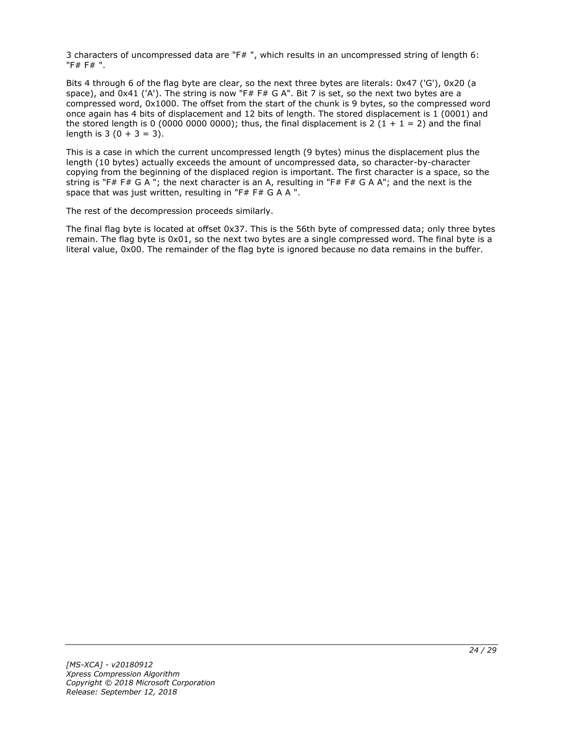3 characters of uncompressed data are "F# ", which results in an uncompressed string of length 6: "F# F# ".

Bits 4 through 6 of the flag byte are clear, so the next three bytes are literals: 0x47 ('G'), 0x20 (a space), and 0x41 ('A'). The string is now "F# F# G A". Bit 7 is set, so the next two bytes are a compressed word, 0x1000. The offset from the start of the chunk is 9 bytes, so the compressed word once again has 4 bits of displacement and 12 bits of length. The stored displacement is 1 (0001) and the stored length is 0 (0000 0000 0000); thus, the final displacement is 2 (1 + 1 = 2) and the final length is 3 (0 + 3 = 3).

This is a case in which the current uncompressed length (9 bytes) minus the displacement plus the length (10 bytes) actually exceeds the amount of uncompressed data, so character-by-character copying from the beginning of the displaced region is important. The first character is a space, so the string is "F# F# G A "; the next character is an A, resulting in "F# F# G A A"; and the next is the space that was just written, resulting in "F# F# G A A ".

The rest of the decompression proceeds similarly.

The final flag byte is located at offset 0x37. This is the 56th byte of compressed data; only three bytes remain. The flag byte is 0x01, so the next two bytes are a single compressed word. The final byte is a literal value, 0x00. The remainder of the flag byte is ignored because no data remains in the buffer.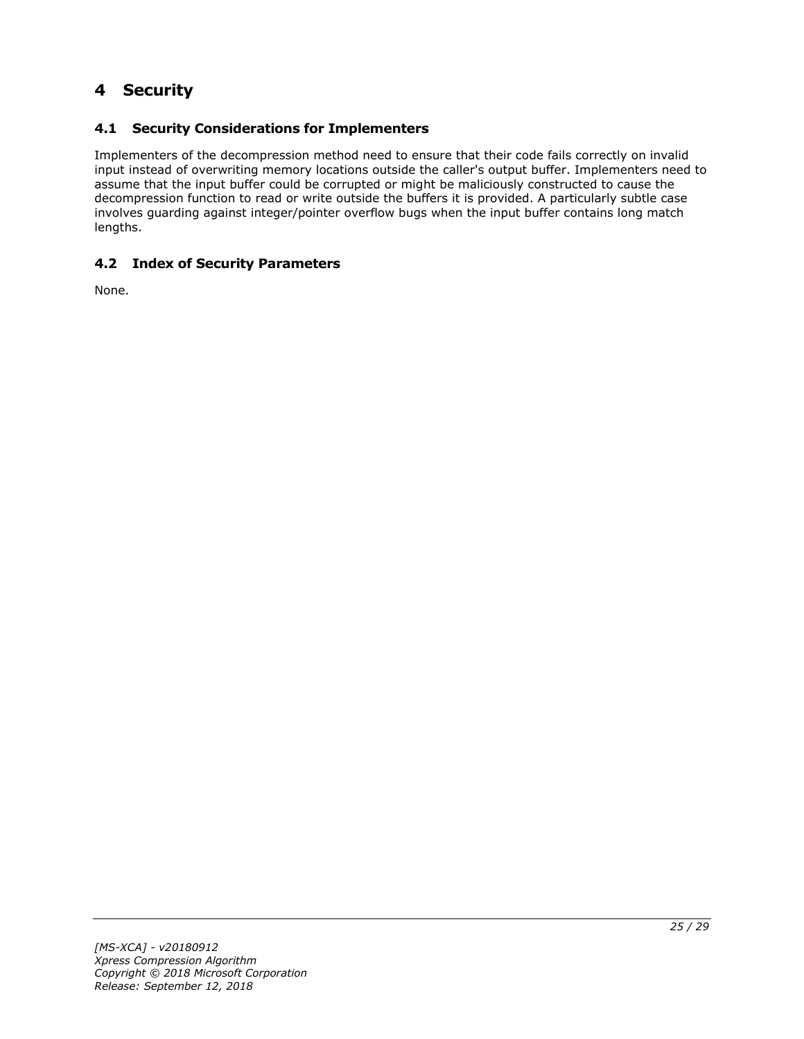# 4 Security

## 4.1 Security Considerations for Implementers

Implementers of the decompression method need to ensure that their code fails correctly on invalid input instead of overwriting memory locations outside the caller's output buffer. Implementers need to assume that the input buffer could be corrupted or might be maliciously constructed to cause the decompression function to read or write outside the buffers it is provided. A particularly subtle case involves guarding against integer/pointer overflow bugs when the input buffer contains long match lengths.

## 4.2 Index of Security Parameters

None.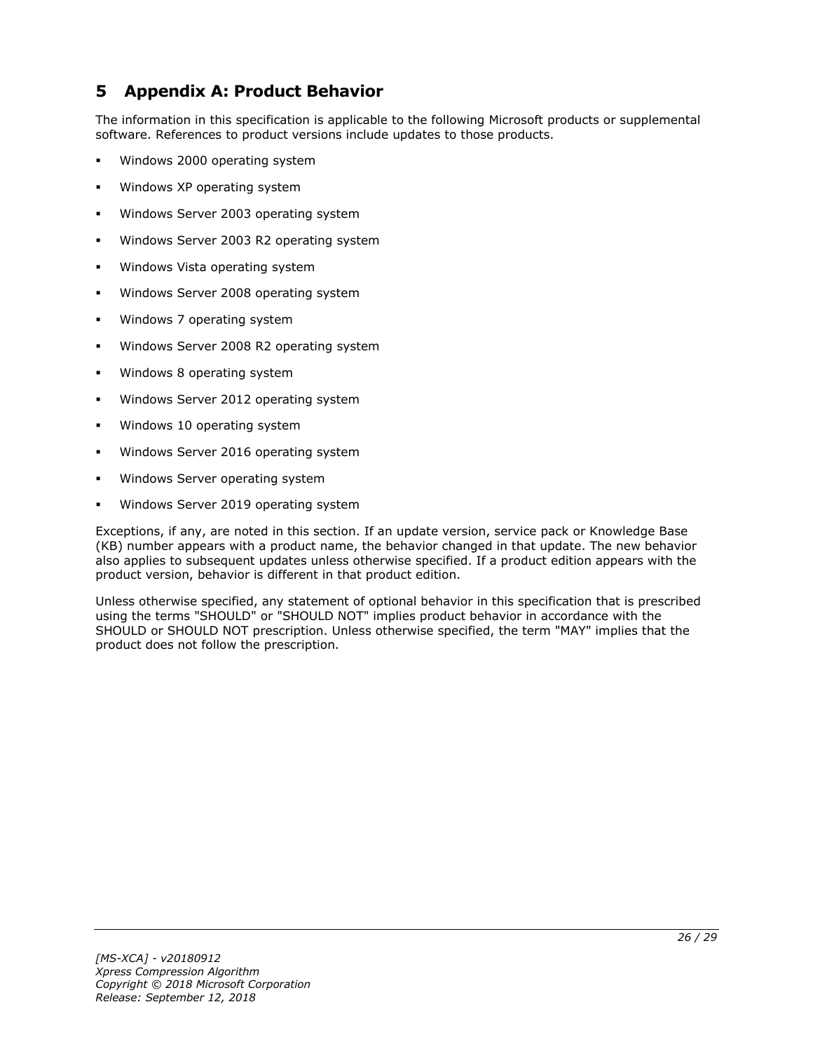# 5 Appendix A: Product Behavior

The information in this specification is applicable to the following Microsoft products or supplemental software. References to product versions include updates to those products.

- Windows 2000 operating system
- Windows XP operating system
- Windows Server 2003 operating system
- Windows Server 2003 R2 operating system
- Windows Vista operating system
- Windows Server 2008 operating system
- Windows 7 operating system
- Windows Server 2008 R2 operating system
- Windows 8 operating system
- Windows Server 2012 operating system
- Windows 10 operating system
- Windows Server 2016 operating system
- Windows Server operating system
- Windows Server 2019 operating system

Exceptions, if any, are noted in this section. If an update version, service pack or Knowledge Base (KB) number appears with a product name, the behavior changed in that update. The new behavior also applies to subsequent updates unless otherwise specified. If a product edition appears with the product version, behavior is different in that product edition.

Unless otherwise specified, any statement of optional behavior in this specification that is prescribed using the terms "SHOULD" or "SHOULD NOT" implies product behavior in accordance with the SHOULD or SHOULD NOT prescription. Unless otherwise specified, the term "MAY" implies that the product does not follow the prescription.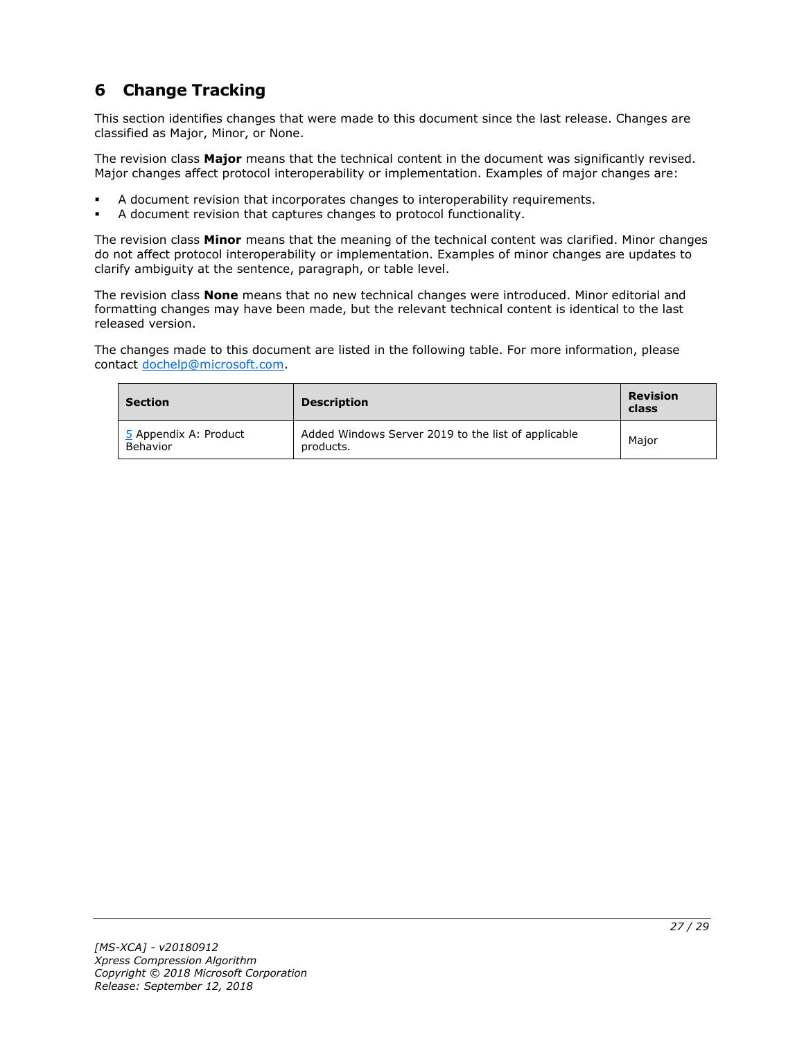# 6 Change Tracking

This section identifies changes that were made to this document since the last release. Changes are classified as Major, Minor, or None.

The revision class **Major** means that the technical content in the document was significantly revised. Major changes affect protocol interoperability or implementation. Examples of major changes are:

- A document revision that incorporates changes to interoperability requirements.
- A document revision that captures changes to protocol functionality.

The revision class **Minor** means that the meaning of the technical content was clarified. Minor changes do not affect protocol interoperability or implementation. Examples of minor changes are updates to clarify ambiguity at the sentence, paragraph, or table level.

The revision class **None** means that no new technical changes were introduced. Minor editorial and formatting changes may have been made, but the relevant technical content is identical to the last released version.

The changes made to this document are listed in the following table. For more information, please contact dochelp@microsoft.com.

| Section | Description | Revision class |
| --- | --- | --- |
| 5 Appendix A: Product Behavior | Added Windows Server 2019 to the list of applicable products. | Major |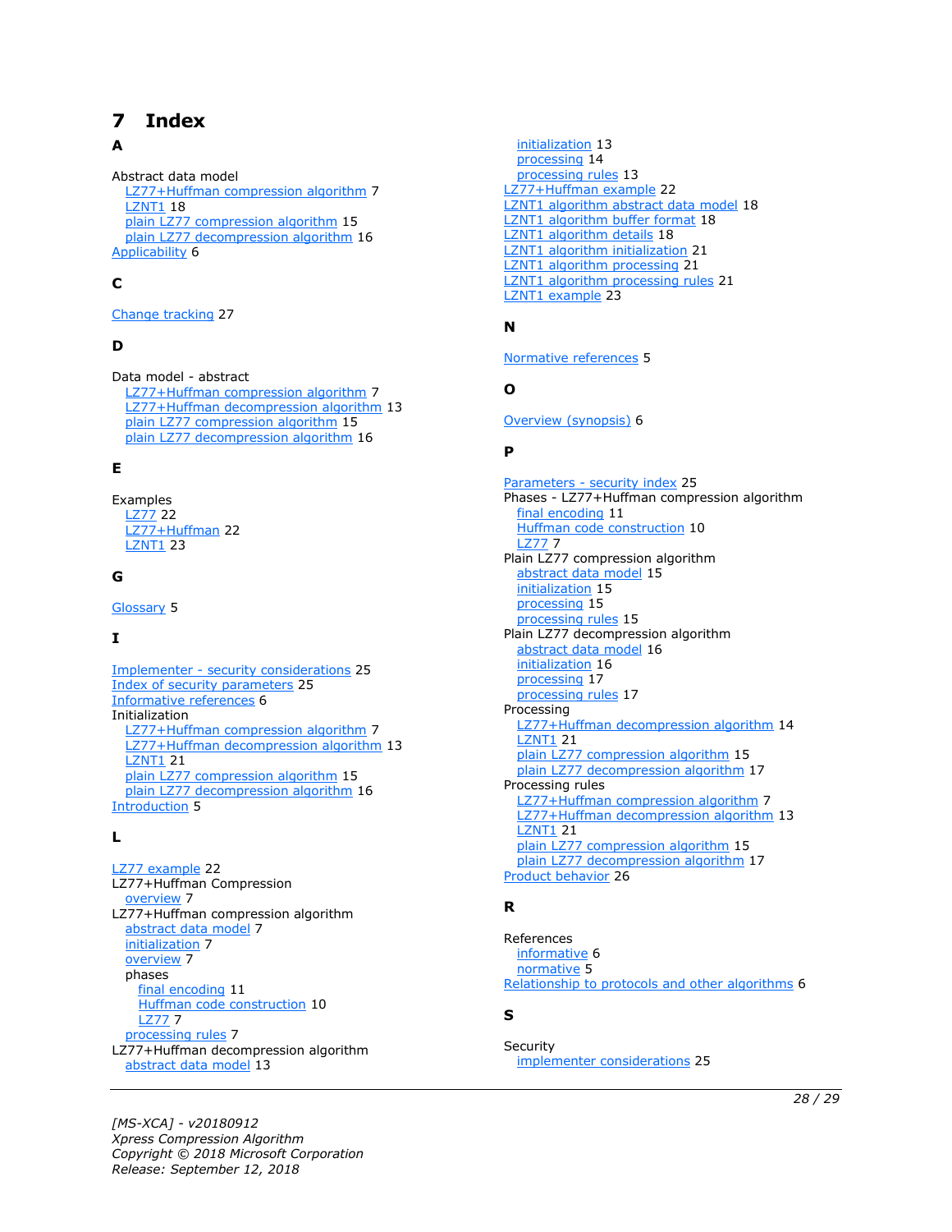# 7 Index

**A**

Abstract data model
- LZ77+Huffman compression algorithm 7
- LZNT1 18
- plain LZ77 compression algorithm 15
- plain LZ77 decompression algorithm 16

Applicability 6

**C**

Change tracking 27

**D**

Data model - abstract
- LZ77+Huffman compression algorithm 7
- LZ77+Huffman decompression algorithm 13
- plain LZ77 compression algorithm 15
- plain LZ77 decompression algorithm 16

**E**

Examples
- LZ77 22
- LZ77+Huffman 22
- LZNT1 23

**G**

Glossary 5

**I**

Implementer - security considerations 25
Index of security parameters 25
Informative references 6
Initialization
- LZ77+Huffman compression algorithm 7
- LZ77+Huffman decompression algorithm 13
- LZNT1 21
- plain LZ77 compression algorithm 15
- plain LZ77 decompression algorithm 16

Introduction 5

**L**

LZ77 example 22
LZ77+Huffman Compression
- overview 7

LZ77+Huffman compression algorithm
- abstract data model 7
- initialization 7
- overview 7
- phases
  - final encoding 11
  - Huffman code construction 10
  - LZ77 7
- processing rules 7

LZ77+Huffman decompression algorithm
- abstract data model 13
- initialization 13
- processing 14
- processing rules 13

LZ77+Huffman example 22
LZNT1 algorithm abstract data model 18
LZNT1 algorithm buffer format 18
LZNT1 algorithm details 18
LZNT1 algorithm initialization 21
LZNT1 algorithm processing 21
LZNT1 algorithm processing rules 21
LZNT1 example 23

**N**

Normative references 5

**O**

Overview (synopsis) 6

**P**

Parameters - security index 25
Phases - LZ77+Huffman compression algorithm
- final encoding 11
- Huffman code construction 10
- LZ77 7

Plain LZ77 compression algorithm
- abstract data model 15
- initialization 15
- processing 15
- processing rules 15

Plain LZ77 decompression algorithm
- abstract data model 16
- initialization 16
- processing 17
- processing rules 17

Processing
- LZ77+Huffman decompression algorithm 14
- LZNT1 21
- plain LZ77 compression algorithm 15
- plain LZ77 decompression algorithm 17

Processing rules
- LZ77+Huffman compression algorithm 7
- LZ77+Huffman decompression algorithm 13
- LZNT1 21
- plain LZ77 compression algorithm 15
- plain LZ77 decompression algorithm 17

Product behavior 26

**R**

References
- informative 6
- normative 5

Relationship to protocols and other algorithms 6

**S**

Security
- implementer considerations 25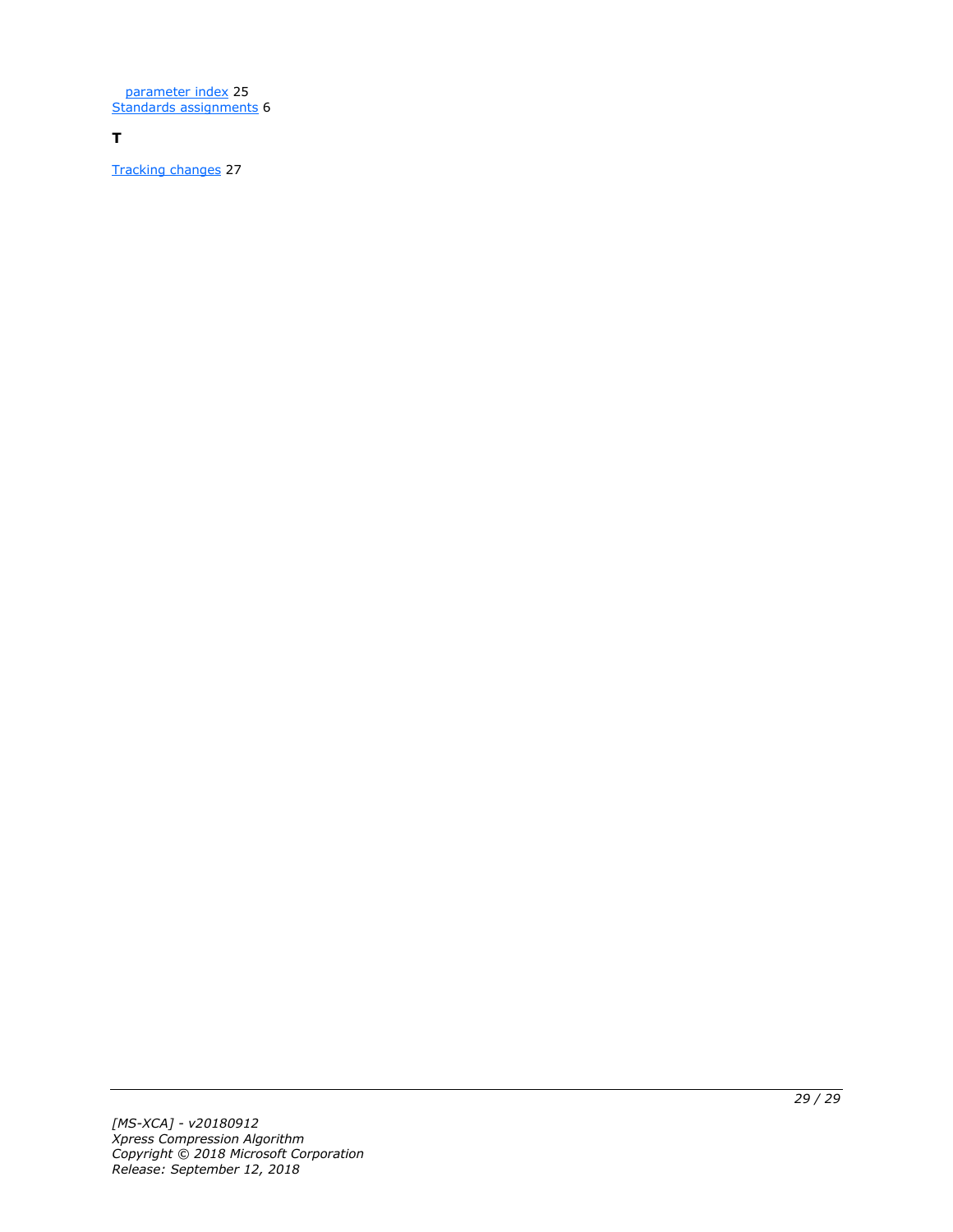parameter index 25
Standards assignments 6

**T**

Tracking changes 27